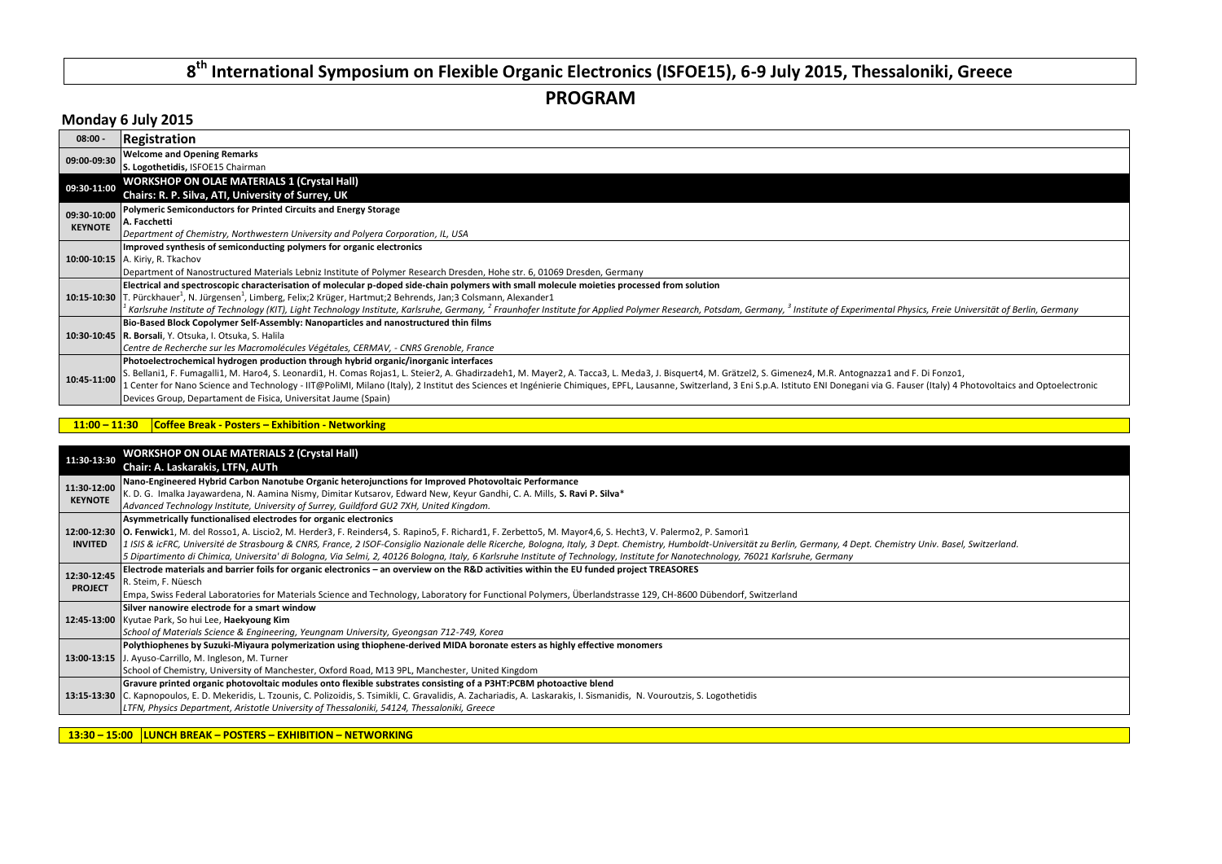# 8th International Symposium on Flexible Organic Electronics (ISFOE15), 6-9 July 2015, Thessaloniki, Greece

## PROGRAM

### Monday 6 July 2015

| Time | Session |
|---|---|
| 08:00 - | **Registration** |
| 09:00-09:30 | **Welcome and Opening Remarks**<br>**S. Logothetidis,** ISFOE15 Chairman |
| 09:30-11:00 | **WORKSHOP ON OLAE MATERIALS 1 (Crystal Hall)**<br>**Chairs: R. P. Silva, ATI, University of Surrey, UK** |
| 09:30-10:00 **KEYNOTE** | **Polymeric Semiconductors for Printed Circuits and Energy Storage**<br>**A. Facchetti**<br>*Department of Chemistry, Northwestern University and Polyera Corporation, IL, USA* |
| 10:00-10:15 | **Improved synthesis of semiconducting polymers for organic electronics**<br>A. Kiriy, R. Tkachov<br>Department of Nanostructured Materials Lebniz Institute of Polymer Research Dresden, Hohe str. 6, 01069 Dresden, Germany |
| 10:15-10:30 | **Electrical and spectroscopic characterisation of molecular p-doped side-chain polymers with small molecule moieties processed from solution**<br>T. Pürckhauer[1], N. Jürgensen[1], Limberg, Felix;2 Krüger, Hartmut;2 Behrends, Jan;3 Colsmann, Alexander1<br>*[1] Karlsruhe Institute of Technology (KIT), Light Technology Institute, Karlsruhe, Germany, [2] Fraunhofer Institute for Applied Polymer Research, Potsdam, Germany, [3] Institute of Experimental Physics, Freie Universität of Berlin, Germany* |
| 10:30-10:45 | **Bio-Based Block Copolymer Self-Assembly: Nanoparticles and nanostructured thin films**<br>**R. Borsali**, Y. Otsuka, I. Otsuka, S. Halila<br>*Centre de Recherche sur les Macromolécules Végétales, CERMAV, - CNRS Grenoble, France* |
| 10:45-11:00 | **Photoelectrochemical hydrogen production through hybrid organic/inorganic interfaces**<br>S. Bellani1, F. Fumagalli1, M. Haro4, S. Leonardi1, H. Comas Rojas1, L. Steier2, A. Ghadirzadeh1, M. Mayer2, A. Tacca3, L. Meda3, J. Bisquert4, M. Grätzel2, S. Gimenez4, M.R. Antognazza1 and F. Di Fonzo1,<br>1 Center for Nano Science and Technology - IIT@PoliMI, Milano (Italy), 2 Institut des Sciences et Ingénierie Chimiques, EPFL, Lausanne, Switzerland, 3 Eni S.p.A. Istituto ENI Donegani via G. Fauser (Italy) 4 Photovoltaics and Optoelectronic Devices Group, Departament de Fisica, Universitat Jaume (Spain) |

| Time | Session |
|---|---|
| **11:00 – 11:30** | **Coffee Break - Posters – Exhibition - Networking** |

| Time | Session |
|---|---|
| 11:30-13:30 | **WORKSHOP ON OLAE MATERIALS 2 (Crystal Hall)**<br>**Chair: A. Laskarakis, LTFN, AUTh** |
| 11:30-12:00 **KEYNOTE** | **Nano-Engineered Hybrid Carbon Nanotube Organic heterojunctions for Improved Photovoltaic Performance**<br>K. D. G. Imalka Jayawardena, N. Aamina Nismy, Dimitar Kutsarov, Edward New, Keyur Gandhi, C. A. Mills, **S. Ravi P. Silva***<br>*Advanced Technology Institute, University of Surrey, Guildford GU2 7XH, United Kingdom.* |
| 12:00-12:30 **INVITED** | **Asymmetrically functionalised electrodes for organic electronics**<br>**O. Fenwick**1, M. del Rosso1, A. Liscio2, M. Herder3, F. Reinders4, S. Rapino5, F. Richard1, F. Zerbetto5, M. Mayor4,6, S. Hecht3, V. Palermo2, P. Samorì1<br>*1 ISIS & icFRC, Université de Strasbourg & CNRS, France, 2 ISOF-Consiglio Nazionale delle Ricerche, Bologna, Italy, 3 Dept. Chemistry, Humboldt-Universität zu Berlin, Germany, 4 Dept. Chemistry Univ. Basel, Switzerland.*<br>*5 Dipartimento di Chimica, Universita' di Bologna, Via Selmi, 2, 40126 Bologna, Italy, 6 Karlsruhe Institute of Technology, Institute for Nanotechnology, 76021 Karlsruhe, Germany* |
| 12:30-12:45 **PROJECT** | **Electrode materials and barrier foils for organic electronics – an overview on the R&D activities within the EU funded project TREASORES**<br>R. Steim, F. Nüesch<br>Empa, Swiss Federal Laboratories for Materials Science and Technology, Laboratory for Functional Polymers, Überlandstrasse 129, CH-8600 Dübendorf, Switzerland |
| 12:45-13:00 | **Silver nanowire electrode for a smart window**<br>Kyutae Park, So hui Lee, **Haekyoung Kim**<br>*School of Materials Science & Engineering, Yeungnam University, Gyeongsan 712-749, Korea* |
| 13:00-13:15 | **Polythiophenes by Suzuki-Miyaura polymerization using thiophene-derived MIDA boronate esters as highly effective monomers**<br>J. Ayuso-Carrillo, M. Ingleson, M. Turner<br>School of Chemistry, University of Manchester, Oxford Road, M13 9PL, Manchester, United Kingdom |
| 13:15-13:30 | **Gravure printed organic photovoltaic modules onto flexible substrates consisting of a P3HT:PCBM photoactive blend**<br>C. Kapnopoulos, E. D. Mekeridis, L. Tzounis, C. Polizoidis, S. Tsimikli, C. Gravalidis, A. Zachariadis, A. Laskarakis, I. Sismanidis, N. Vouroutzis, S. Logothetidis<br>*LTFN, Physics Department, Aristotle University of Thessaloniki, 54124, Thessaloniki, Greece* |

| Time | Session |
|---|---|
| **13:30 – 15:00** | **LUNCH BREAK – POSTERS – EXHIBITION – NETWORKING** |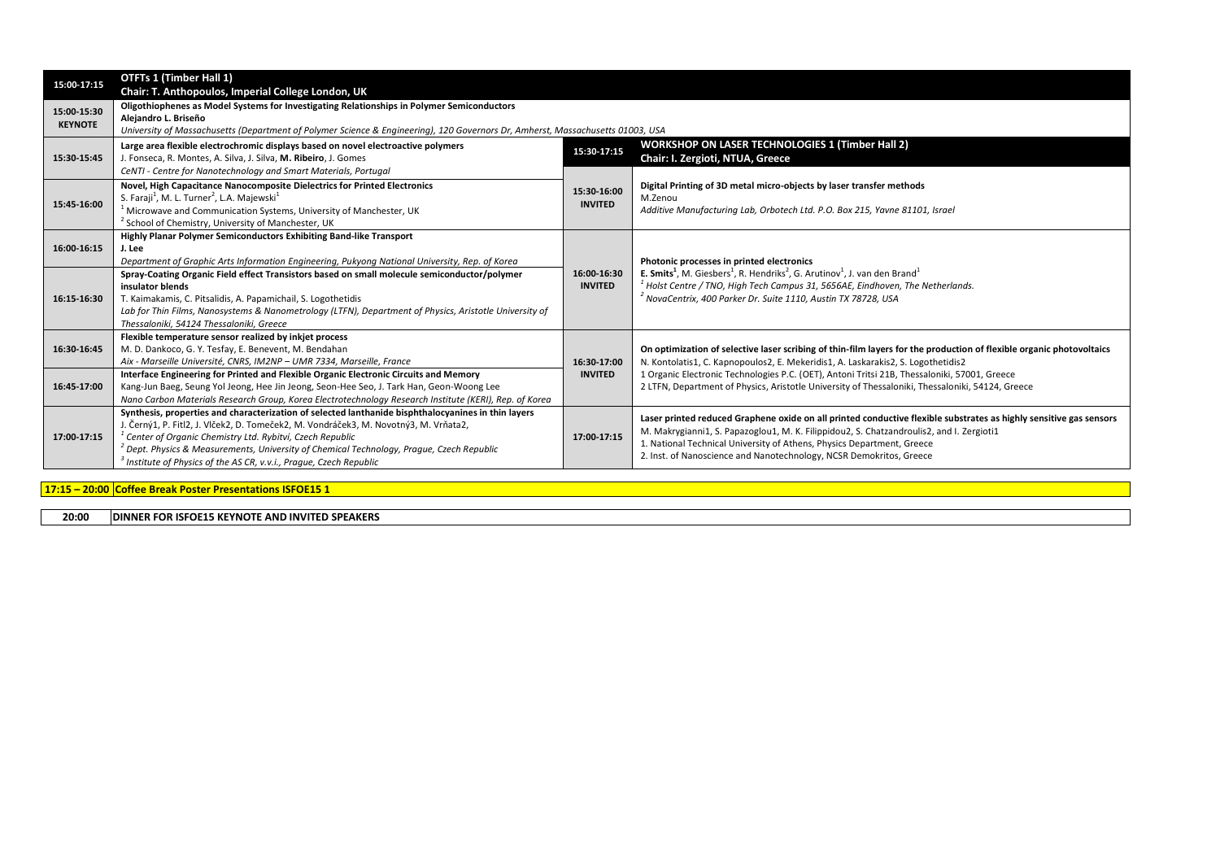| 15:00-17:15 | **OTFTs 1 (Timber Hall 1)**<br>**Chair: T. Anthopoulos, Imperial College London, UK** | | |
|---|---|---|---|
| 15:00-15:30<br>**KEYNOTE** | **Oligothiophenes as Model Systems for Investigating Relationships in Polymer Semiconductors**<br>**Alejandro L. Briseño**<br>*University of Massachusetts (Department of Polymer Science & Engineering), 120 Governors Dr, Amherst, Massachusetts 01003, USA* | | |
| 15:30-15:45 | **Large area flexible electrochromic displays based on novel electroactive polymers**<br>J. Fonseca, R. Montes, A. Silva, J. Silva, **M. Ribeiro**, J. Gomes<br>*CeNTI - Centre for Nanotechnology and Smart Materials, Portugal* | 15:30-17:15 | **WORKSHOP ON LASER TECHNOLOGIES 1 (Timber Hall 2)**<br>**Chair: I. Zergioti, NTUA, Greece** |
| 15:45-16:00 | **Novel, High Capacitance Nanocomposite Dielectrics for Printed Electronics**<br>S. Faraji[1], M. L. Turner[2], L.A. Majewski[1]<br>[1] Microwave and Communication Systems, University of Manchester, UK<br>[2] School of Chemistry, University of Manchester, UK | 15:30-16:00<br>**INVITED** | **Digital Printing of 3D metal micro-objects by laser transfer methods**<br>M.Zenou<br>*Additive Manufacturing Lab, Orbotech Ltd. P.O. Box 215, Yavne 81101, Israel* |
| 16:00-16:15 | **Highly Planar Polymer Semiconductors Exhibiting Band-like Transport**<br>**J. Lee**<br>*Department of Graphic Arts Information Engineering, Pukyong National University, Rep. of Korea* | 16:00-16:30<br>**INVITED** | **Photonic processes in printed electronics**<br>**E. Smits[1]**, M. Giesbers[1], R. Hendriks[2], G. Arutinov[1], J. van den Brand[1]<br>*[1] Holst Centre / TNO, High Tech Campus 31, 5656AE, Eindhoven, The Netherlands.*<br>*[2] NovaCentrix, 400 Parker Dr. Suite 1110, Austin TX 78728, USA* |
| 16:15-16:30 | **Spray-Coating Organic Field effect Transistors based on small molecule semiconductor/polymer insulator blends**<br>T. Kaimakamis, C. Pitsalidis, A. Papamichail, S. Logothetidis<br>*Lab for Thin Films, Nanosystems & Nanometrology (LTFN), Department of Physics, Aristotle University of Thessaloniki, 54124 Thessaloniki, Greece* | | |
| 16:30-16:45 | **Flexible temperature sensor realized by inkjet process**<br>M. D. Dankoco, G. Y. Tesfay, E. Benevent, M. Bendahan<br>*Aix - Marseille Université, CNRS, IM2NP – UMR 7334, Marseille, France* | 16:30-17:00<br>**INVITED** | **On optimization of selective laser scribing of thin-film layers for the production of flexible organic photovoltaics**<br>N. Kontolatis1, C. Kapnopoulos2, E. Mekeridis1, A. Laskarakis2, S. Logothetidis2<br>1 Organic Electronic Technologies P.C. (OET), Antoni Tritsi 21B, Thessaloniki, 57001, Greece<br>2 LTFN, Department of Physics, Aristotle University of Thessaloniki, Thessaloniki, 54124, Greece |
| 16:45-17:00 | **Interface Engineering for Printed and Flexible Organic Electronic Circuits and Memory**<br>Kang-Jun Baeg, Seung Yol Jeong, Hee Jin Jeong, Seon-Hee Seo, J. Tark Han, Geon-Woong Lee<br>*Nano Carbon Materials Research Group, Korea Electrotechnology Research Institute (KERI), Rep. of Korea* | | |
| 17:00-17:15 | **Synthesis, properties and characterization of selected lanthanide bisphthalocyanines in thin layers**<br>J. Černý1, P. Fitl2, J. Vlček2, D. Tomeček2, M. Vondráček3, M. Novotný3, M. Vrňata2,<br>*[1] Center of Organic Chemistry Ltd. Rybitví, Czech Republic*<br>*[2] Dept. Physics & Measurements, University of Chemical Technology, Prague, Czech Republic*<br>*[3] Institute of Physics of the AS CR, v.v.i., Prague, Czech Republic* | 17:00-17:15 | **Laser printed reduced Graphene oxide on all printed conductive flexible substrates as highly sensitive gas sensors**<br>M. Makrygianni1, S. Papazoglou1, M. K. Filippidou2, S. Chatzandroulis2, and I. Zergioti1<br>1. National Technical University of Athens, Physics Department, Greece<br>2. Inst. of Nanoscience and Nanotechnology, NCSR Demokritos, Greece |

| **17:15 – 20:00** | **Coffee Break Poster Presentations ISFOE15 1** |
|---|---|

| **20:00** | **DINNER FOR ISFOE15 KEYNOTE AND INVITED SPEAKERS** |
|---|---|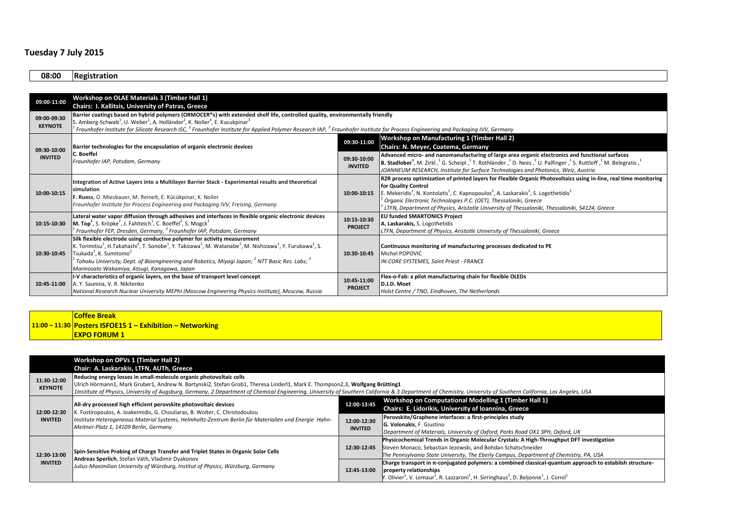# Tuesday 7 July 2015

| 08:00 | Registration |
|---|---|

| 09:00-11:00 | **Workshop on OLAE Materials 3 (Timber Hall 1)** **Chairs: I. Kallitsis, University of Patras, Greece** | | |
|---|---|---|---|
| 09:00-09:30 **KEYNOTE** | **Barrier coatings based on hybrid polymers (ORMOCER®s) with extended shelf life, controlled quality, environmentally friendly** S. Amberg-Schwab[1], U. Weber[1], A. Holländer[2], K. Noller[3], E. Kucukpinar[3] *[1] Fraunhofer Institute for Silicate Research ISC, [2] Fraunhofer Institute for Applied Polymer Research IAP, [3] Fraunhofer Institute for Process Engineering and Packaging IVV, Germany* | | |
| 09:30-10:00 **INVITED** | **Barrier technologies for the encapsulation of organic electronic devices** **C. Boeffel** *Fraunhofer IAP, Potsdam, Germany* | 09:30-11:00 | **Workshop on Manufacturing 1 (Timber Hall 2)** **Chairs: N. Meyer, Coatema, Germany** |
| | | 09:30-10:00 **INVITED** | **Advanced micro- and nanomanufacturing of large area organic electronics and functional surfaces** **B. Stadlober[1]**, M. Zirkl,[1] G. Scheipl,[1] T. Rothländer,[1] D. Nees,[1] U. Palfinger,[1] S. Ruttloff,[1] M. Belegratis,[1] *JOANNEUM RESEARCH, Institute for Surface Technologies and Photonics, Weiz, Austria* |
| 10:00-10:15 | **Integration of Active Layers into a Multilayer Barrier Stack - Experimental results and theoretical simulation** **F. Ruess**, O. Miesbauer, M. Reinelt, E. Kücükpinar, K. Noller *Fraunhofer Institute for Process Engineering and Packaging IVV, Freising, Germany* | 10:00-10:15 | **R2R process optimization of printed layers for Flexible Organic Photovoltaics using in-line, real time monitoring for Quality Control** E. Mekeridis[1], N. Kontolatis[1], C. Kapnopoulos[2], A. Laskarakis[2], S. Logothetidis[2] *[1] Organic Electronic Technologies P.C. (OET), Thessaloniki, Greece* *[2] LTFN, Department of Physics, Aristotle University of Thessaloniki, Thessaloniki, 54124, Greece* |
| 10:15-10:30 | **Lateral water vapor diffusion through adhesives and interfaces in flexible organic electronic devices** **M. Top[1]**, S. Kröpke[2], J. Fahlteich[1], C. Boeffel[2], S. Mogck[1] *[1] Fraunhofer FEP, Dresden, Germany, [2] Fraunhofer IAP, Potsdam, Germany* | 10:15-10:30 **PROJECT** | **EU funded SMARTONICS Project** **A. Laskarakis,** S. Logothetidis *LTFN, Department of Physics, Aristotle University of Thessaloniki, Greece* |
| 10:30-10:45 | **Silk flexible electrode using conductive polymer for activity measurement** K. Torimitsu[1], H.Takahashi[1], T. Sonobe[1], Y. Takizawa[1], M. Watanabe[1], M. Nishizawa[1], Y. Furukawa[2], S. Tsukada[2], K. Sumitomo[2] *[1] Tohoku University, Dept. of Bioengineering and Robotics, Miyagi Japan; [2] NTT Basic Res. Labs; [3] Morinosato Wakamiya, Atsugi, Kanagawa, Japan* | 10:30-10:45 | **Continuous monitoring of manufacturing processes dedicated to PE** Michel POPOVIC *IN-CORE SYSTEMES, Saint Priest - FRANCE* |
| 10:45-11:00 | **I-V characteristics of organic layers, on the base of transport level concept** A. Y. Saunina, V. R. Nikitenko *National Research Nuclear University MEPhI (Moscow Engineering Physics Institute), Moscow, Russia* | 10:45-11:00 **PROJECT** | **Flex-o-Fab: a pilot manufacturing chain for flexible OLEDs** **D.J.D. Moet** *Holst Centre / TNO, Eindhoven, The Netherlands* |

| 11:00 – 11:30 | **Coffee Break** **Posters ISFOE15 1 – Exhibition – Networking** **EXPO FORUM 1** |
|---|---|

| | **Workshop on OPVs 1 (Timber Hall 2)** **Chair: A. Laskarakis, LTFN, AUTh, Greece** | | |
|---|---|---|---|
| 11:30-12:00 **KEYNOTE** | **Reducing energy losses in small-molecule organic photovoltaic cells** Ulrich Hörmann1, Mark Gruber1, Andrew N. Bartynski2, Stefan Grob1, Theresa Linderl1, Mark E. Thompson2,3, **Wolfgang Brütting1** *1Institute of Physics, University of Augsburg, Germany, 2 Department of Chemical Engineering, University of Southern California & 3 Department of Chemistry, University of Southern California, Los Angeles, USA* | | |
| 12:00-12:30 **INVITED** | **All-dry processed high efficient perovskite photovoltaic devices** K. Fostiropoulos, A. Ioakeimidis, G. Chouliaras, B. Wolter, C. Christodoulou *Institute Heterogeneous Material Systems, Helmholtz-Zentrum Berlin für Materialien und Energie Hahn-Meitner-Platz 1, 14109 Berlin, Germany* | 12:00-13:45 | **Workshop on Computational Modelling 1 (Timber Hall 1)** **Chairs: E. Lidorikis, University of Ioannina, Greece** |
| | | 12:00-12:30 **INVITED** | **Perovskite/Graphene interfaces: a first-principles study** **G. Volonakis**, F. Giustino *Department of Materials, University of Oxford, Parks Road OX1 3PH, Oxford, UK* |
| 12:30-13:00 **INVITED** | **Spin-Sensitive Probing of Charge Transfer and Triplet States in Organic Solar Cells** **Andreas Sperlich**, Stefan Väth, Vladimir Dyakonov *Julius-Maximilian University of Würzburg, Institut of Physics, Würzburg, Germany* | 12:30-12:45 | **Physicochemical Trends in Organic Molecular Crystals: A High-Throughput DFT investigation** Steven Monaco, Sebastian Jezowski, and Bohdan Schatschneider *The Pennsylvania State University, The Eberly Campus, Department of Chemistry, PA, USA* |
| | | 12:45-13:00 | **Charge transport in π-conjugated polymers: a combined classical-quantum approach to establish structure-property relationships** Y. Olivier[1], V. Lemaur[1], R. Lazzaroni[1], H. Sirringhaus[2], D. Beljonne[1], J. Cornil[1] |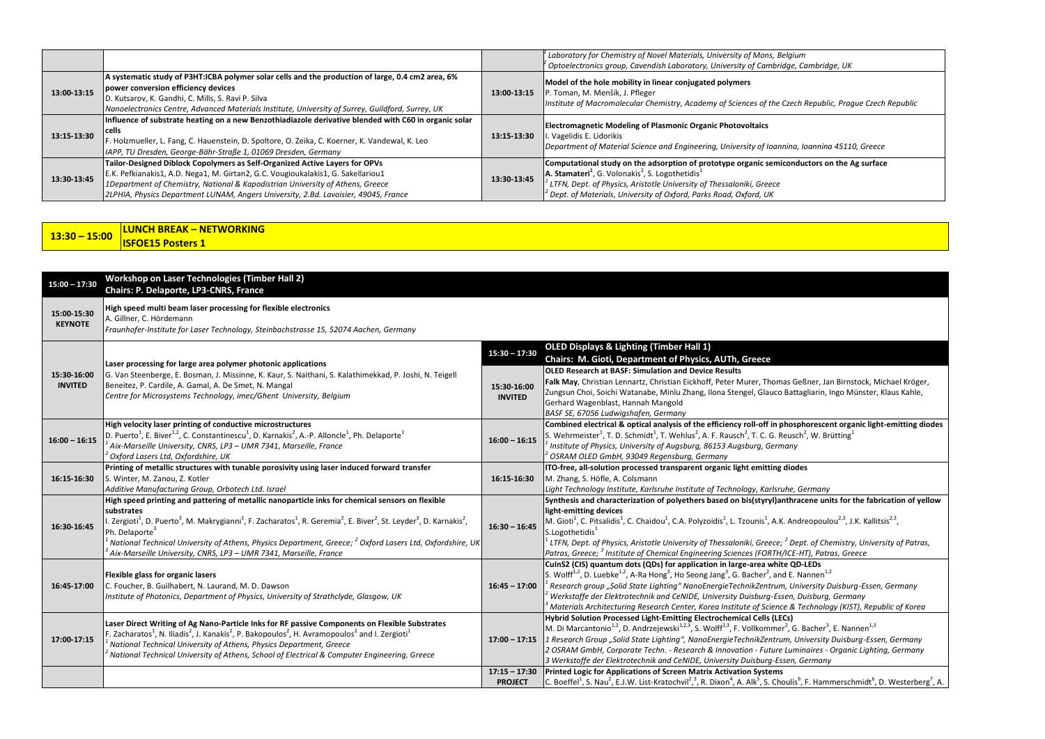| | | | |
|---|---|---|---|
| | | | [1] *Laboratory for Chemistry of Novel Materials, University of Mons, Belgium*<br>[2] *Optoelectronics group, Cavendish Laboratory, University of Cambridge, Cambridge, UK* |
| **13:00-13:15** | **A systematic study of P3HT:ICBA polymer solar cells and the production of large, 0.4 cm2 area, 6% power conversion efficiency devices**<br>D. Kutsarov, K. Gandhi, C. Mills, S. Ravi P. Silva<br>*Nanoelectronics Centre, Advanced Materials Institute, University of Surrey, Guildford, Surrey, UK* | **13:00-13:15** | **Model of the hole mobility in linear conjugated polymers**<br>P. Toman, M. Menšík, J. Pfleger<br>*Institute of Macromolecular Chemistry, Academy of Sciences of the Czech Republic, Prague Czech Republic* |
| **13:15-13:30** | **Influence of substrate heating on a new Benzothiadiazole derivative blended with C60 in organic solar cells**<br>F. Holzmueller, L. Fang, C. Hauenstein, D. Spoltore, O. Zeika, C. Koerner, K. Vandewal, K. Leo<br>*IAPP, TU Dresden, George-Bähr-Straße 1, 01069 Dresden, Germany* | **13:15-13:30** | **Electromagnetic Modeling of Plasmonic Organic Photovoltaics**<br>I. Vagelidis E. Lidorikis<br>*Department of Material Science and Engineering, University of Ioannina, Ioannina 45110, Greece* |
| **13:30-13:45** | **Tailor-Designed Diblock Copolymers as Self-Organized Active Layers for OPVs**<br>E.K. Pefkianakis1, A.D. Nega1, M. Girtan2, G.C. Vougioukalakis1, G. Sakellariou1<br>*1Department of Chemistry, National & Kapodistrian University of Athens, Greece*<br>*2LPHIA, Physics Department LUNAM, Angers University, 2.Bd. Lavoisier, 49045, France* | **13:30-13:45** | **Computational study on the adsorption of prototype organic semiconductors on the Ag surface**<br>**A. Stamateri**[1], G. Volonakis[2], S. Logothetidis[1]<br>[1] *LTFN, Dept. of Physics, Aristotle University of Thessaloniki, Greece*<br>[2] *Dept. of Materials, University of Oxford, Parks Road, Oxford, UK* |

| | |
|---|---|
| **13:30 – 15:00** | **LUNCH BREAK – NETWORKING**<br>**ISFOE15 Posters 1** |

| | | | |
|---|---|---|---|
| **15:00 – 17:30** | **Workshop on Laser Technologies (Timber Hall 2)**<br>**Chairs: P. Delaporte, LP3-CNRS, France** | | |
| **15:00-15:30 KEYNOTE** | **High speed multi beam laser processing for flexible electronics**<br>A. Gillner, C. Hördemann<br>*Fraunhofer-Institute for Laser Technology, Steinbachstrasse 15, 52074 Aachen, Germany* | | |
| | | **15:30 – 17:30** | **OLED Displays & Lighting (Timber Hall 1)**<br>**Chairs: M. Gioti, Department of Physics, AUTh, Greece** |
| **15:30-16:00 INVITED** | **Laser processing for large area polymer photonic applications**<br>G. Van Steenberge, E. Bosman, J. Missinne, K. Kaur, S. Naithani, S. Kalathimekkad, P. Joshi, N. Teigell Beneitez, P. Cardile, A. Gamal, A. De Smet, N. Mangal<br>*Centre for Microsystems Technology, imec/Ghent University, Belgium* | **15:30-16:00 INVITED** | **OLED Research at BASF: Simulation and Device Results**<br>**Falk May**, Christian Lennartz, Christian Eickhoff, Peter Murer, Thomas Geßner, Jan Birnstock, Michael Kröger, Zungsun Choi, Soichi Watanabe, Minlu Zhang, Ilona Stengel, Glauco Battagliarin, Ingo Münster, Klaus Kahle, Gerhard Wagenblast, Hannah Mangold<br>*BASF SE, 67056 Ludwigshafen, Germany* |
| **16:00 – 16:15** | **High velocity laser printing of conductive microstructures**<br>D. Puerto[1], E. Biver[1,2], C. Constantinescu[1], D. Karnakis[2], A.-P. Alloncle[1], Ph. Delaporte[1]<br>[1] *Aix-Marseille University, CNRS, LP3 – UMR 7341, Marseille, France*<br>[2] *Oxford Lasers Ltd, Oxfordshire, UK* | **16:00 – 16:15** | **Combined electrical & optical analysis of the efficiency roll-off in phosphorescent organic light-emitting diodes**<br>S. Wehrmeister[1], T. D. Schmidt[1], T. Wehlus[2], A. F. Rausch[2], T. C. G. Reusch[2], W. Brütting[1]<br>[1] *Institute of Physics, University of Augsburg, 86153 Augsburg, Germany*<br>[2] *OSRAM OLED GmbH, 93049 Regensburg, Germany* |
| **16:15-16:30** | **Printing of metallic structures with tunable porosivity using laser induced forward transfer**<br>S. Winter, M. Zanou, Z. Kotler<br>*Additive Manufacturing Group, Orbotech Ltd. Israel* | **16:15-16:30** | **ITO-free, all-solution processed transparent organic light emitting diodes**<br>M. Zhang, S. Höfle, A. Colsmann<br>*Light Technology Institute, Karlsruhe Institute of Technology, Karlsruhe, Germany* |
| **16:30-16:45** | **High speed printing and patterning of metallic nanoparticle inks for chemical sensors on flexible substrates**<br>I. Zergioti[1], D. Puerto[3], M. Makrygianni[1], F. Zacharatos[1], R. Geremia[2], E. Biver[2], St. Leyder[3], D. Karnakis[2], Ph. Delaporte[3]<br>[1] *National Technical University of Athens, Physics Department, Greece;* [2] *Oxford Lasers Ltd, Oxfordshire, UK*<br>[3] *Aix-Marseille University, CNRS, LP3 – UMR 7341, Marseille, France* | **16:30 – 16:45** | **Synthesis and characterization of polyethers based on bis(styryl)anthracene units for the fabrication of yellow light-emitting devices**<br>M. Gioti[1], C. Pitsalidis[1], C. Chaidou[1], C.A. Polyzoidis[1], L. Tzounis[1], A.K. Andreopoulou[2,3], J.K. Kallitsis[2,3], S.Logothetidis[1]<br>[1] *LTFN, Dept. of Physics, Aristotle University of Thessaloniki, Greece;* [2] *Dept. of Chemistry, University of Patras, Patras, Greece;* [3] *Institute of Chemical Engineering Sciences (FORTH/ICE-HT), Patras, Greece* |
| **16:45-17:00** | **Flexible glass for organic lasers**<br>C. Foucher, B. Guilhabert, N. Laurand, M. D. Dawson<br>*Institute of Photonics, Department of Physics, University of Strathclyde, Glasgow, UK* | **16:45 – 17:00** | **CuInS2 (CIS) quantum dots (QDs) for application in large-area white QD-LEDs**<br>S. Wolff[1,2], D. Luebke[1,2], A-Ra Hong[3], Ho Seong Jang[3], G. Bacher[2], and E. Nannen[1,2]<br>[1] *Research group „Solid State Lighting" NanoEnergieTechnikZentrum, University Duisburg-Essen, Germany*<br>[2] *Werkstoffe der Elektrotechnik and CeNIDE, University Duisburg-Essen, Duisburg, Germany*<br>[3] *Materials Architecturing Research Center, Korea Institute of Science & Technology (KIST), Republic of Korea* |
| **17:00-17:15** | **Laser Direct Writing of Ag Nano-Particle Inks for RF passive Components on Flexible Substrates**<br>F. Zacharatos[1], N. Iliadis[2], J. Kanakis[2], P. Bakopoulos[2], H. Avramopoulos[2] and I. Zergioti[1]<br>[1] *National Technical University of Athens, Physics Department, Greece*<br>[2] *National Technical University of Athens, School of Electrical & Computer Engineering, Greece* | **17:00 – 17:15** | **Hybrid Solution Processed Light-Emitting Electrochemical Cells (LECs)**<br>M. Di Marcantonio[1,2], D. Andrzejewski[1,2,3], S. Wolff[1,3], F. Vollkommer[2], G. Bacher[3], E. Nannen[1,3]<br>*1 Research Group „Solid State Lighting", NanoEnergieTechnikZentrum, University Duisburg-Essen, Germany*<br>*2 OSRAM GmbH, Corporate Techn. - Research & Innovation - Future Luminaires - Organic Lighting, Germany*<br>*3 Werkstoffe der Elektrotechnik and CeNIDE, University Duisburg-Essen, Germany* |
| | | **17:15 – 17:30 PROJECT** | **Printed Logic for Applications of Screen Matrix Activation Systems**<br>C. Boeffel[1], S. Nau[2], E.J.W. List-Kratochvil[2,3], R. Dixon[4], A. Alk[5], S. Choulis[6], F. Hammerschmidt[6], D. Westerberg[7], A. |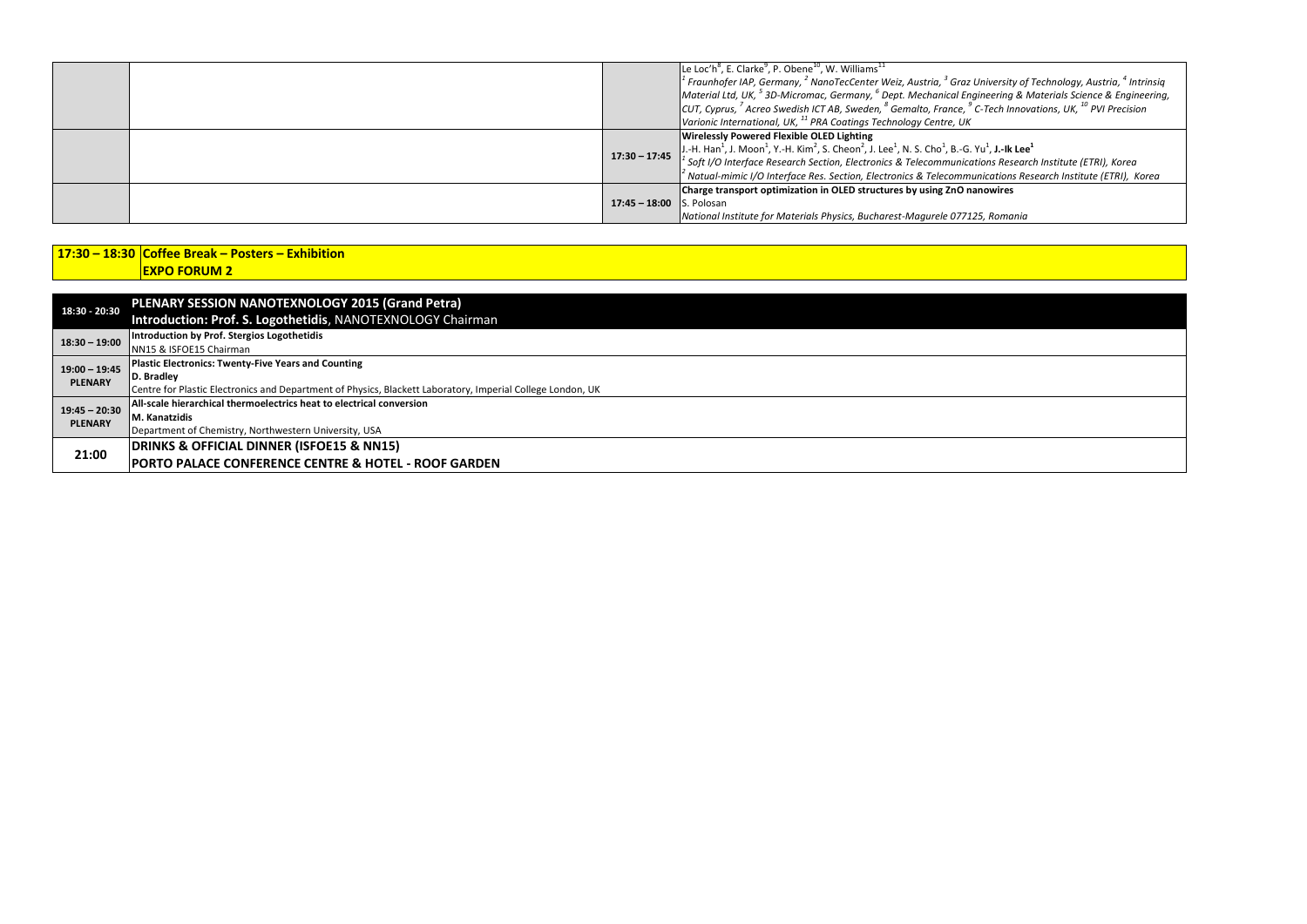| | | | |
|---|---|---|---|
| | | | Le Loc'h[8], E. Clarke[9], P. Obene[10], W. Williams[11] <br> *[1] Fraunhofer IAP, Germany, [2] NanoTecCenter Weiz, Austria, [3] Graz University of Technology, Austria, [4] Intrinsiq Material Ltd, UK, [5] 3D-Micromac, Germany, [6] Dept. Mechanical Engineering & Materials Science & Engineering, CUT, Cyprus, [7] Acreo Swedish ICT AB, Sweden, [8] Gemalto, France, [9] C-Tech Innovations, UK, [10] PVI Precision Varionic International, UK, [11] PRA Coatings Technology Centre, UK* |
| | | **17:30 – 17:45** | **Wirelessly Powered Flexible OLED Lighting** <br> J.-H. Han[1], J. Moon[1], Y.-H. Kim[2], S. Cheon[2], J. Lee[1], N. S. Cho[1], B.-G. Yu[1], **J.-Ik Lee[1]** <br> *[1] Soft I/O Interface Research Section, Electronics & Telecommunications Research Institute (ETRI), Korea* <br> *[2] Natual-mimic I/O Interface Res. Section, Electronics & Telecommunications Research Institute (ETRI), Korea* |
| | | **17:45 – 18:00** | **Charge transport optimization in OLED structures by using ZnO nanowires** <br> S. Polosan <br> *National Institute for Materials Physics, Bucharest-Magurele 077125, Romania* |

| | |
|---|---|
| **17:30 – 18:30** | **Coffee Break – Posters – Exhibition** <br> **EXPO FORUM 2** |

| | |
|---|---|
| **18:30 - 20:30** | **PLENARY SESSION NANOTEXNOLOGY 2015 (Grand Petra)** <br> **Introduction: Prof. S. Logothetidis**, NANOTEXNOLOGY Chairman |
| **18:30 – 19:00** | **Introduction by Prof. Stergios Logothetidis** <br> NN15 & ISFOE15 Chairman |
| **19:00 – 19:45** <br> **PLENARY** | **Plastic Electronics: Twenty-Five Years and Counting** <br> **D. Bradley** <br> Centre for Plastic Electronics and Department of Physics, Blackett Laboratory, Imperial College London, UK |
| **19:45 – 20:30** <br> **PLENARY** | **All-scale hierarchical thermoelectrics heat to electrical conversion** <br> **M. Kanatzidis** <br> Department of Chemistry, Northwestern University, USA |
| **21:00** | **DRINKS & OFFICIAL DINNER (ISFOE15 & NN15)** <br> **PORTO PALACE CONFERENCE CENTRE & HOTEL - ROOF GARDEN** |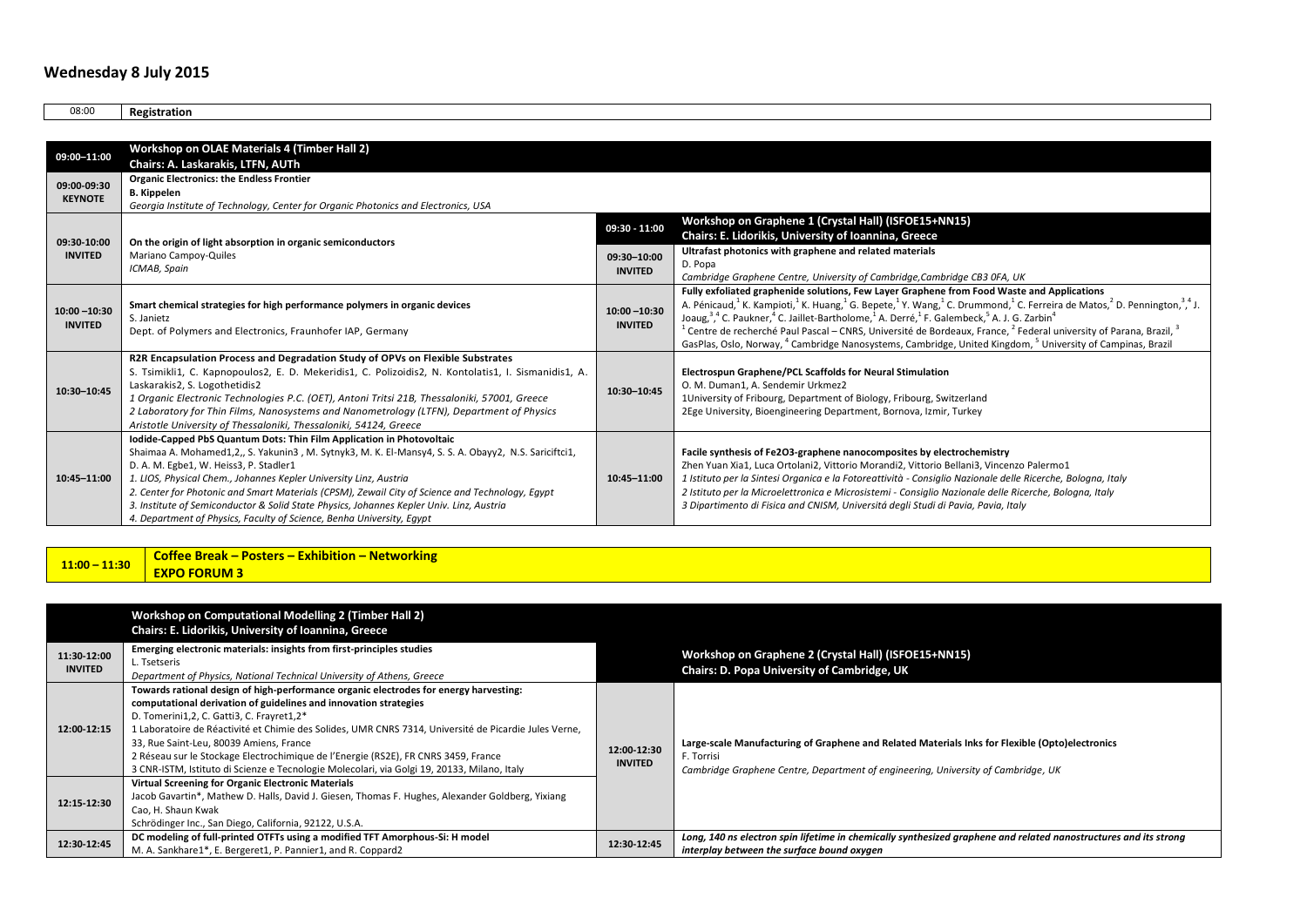# Wednesday 8 July 2015

| 08:00 | **Registration** |
|---|---|

| Time | Workshop on OLAE Materials 4 (Timber Hall 2) | Time | Workshop on Graphene 1 (Crystal Hall) (ISFOE15+NN15) |
|---|---|---|---|
| **09:00–11:00** | **Workshop on OLAE Materials 4 (Timber Hall 2)** <br> **Chairs: A. Laskarakis, LTFN, AUTh** | | |
| **09:00-09:30 KEYNOTE** | **Organic Electronics: the Endless Frontier** <br> **B. Kippelen** <br> *Georgia Institute of Technology, Center for Organic Photonics and Electronics, USA* | | |
| **09:30-10:00 INVITED** | **On the origin of light absorption in organic semiconductors** <br> Mariano Campoy-Quiles <br> *ICMAB, Spain* | **09:30 - 11:00** | **Workshop on Graphene 1 (Crystal Hall) (ISFOE15+NN15)** <br> **Chairs: E. Lidorikis, University of Ioannina, Greece** |
| | | **09:30–10:00 INVITED** | **Ultrafast photonics with graphene and related materials** <br> D. Popa <br> *Cambridge Graphene Centre, University of Cambridge,Cambridge CB3 0FA, UK* |
| **10:00 –10:30 INVITED** | **Smart chemical strategies for high performance polymers in organic devices** <br> S. Janietz <br> Dept. of Polymers and Electronics, Fraunhofer IAP, Germany | **10:00 –10:30 INVITED** | **Fully exfoliated graphenide solutions, Few Layer Graphene from Food Waste and Applications** <br> A. Pénicaud,[1] K. Kampioti,[1] K. Huang,[1] G. Bepete,[1] Y. Wang,[1] C. Drummond,[1] C. Ferreira de Matos,[2] D. Pennington,[3,4] J. Joaug,[3,4] C. Paukner,[4] C. Jaillet-Bartholome,[1] A. Derré,[1] F. Galembeck,[5] A. J. G. Zarbin[4] <br> [1] Centre de recherché Paul Pascal – CNRS, Université de Bordeaux, France, [2] Federal university of Parana, Brazil, [3] GasPlas, Oslo, Norway, [4] Cambridge Nanosystems, Cambridge, United Kingdom, [5] University of Campinas, Brazil |
| **10:30–10:45** | **R2R Encapsulation Process and Degradation Study of OPVs on Flexible Substrates** <br> S. Tsimikli1, C. Kapnopoulos2, E. D. Mekeridis1, C. Polizoidis2, N. Kontolatis1, I. Sismanidis1, A. Laskarakis2, S. Logothetidis2 <br> *1 Organic Electronic Technologies P.C. (OET), Antoni Tritsi 21B, Thessaloniki, 57001, Greece* <br> *2 Laboratory for Thin Films, Nanosystems and Nanometrology (LTFN), Department of Physics Aristotle University of Thessaloniki, Thessaloniki, 54124, Greece* | **10:30–10:45** | **Electrospun Graphene/PCL Scaffolds for Neural Stimulation** <br> O. M. Duman1, A. Sendemir Urkmez2 <br> 1University of Fribourg, Department of Biology, Fribourg, Switzerland <br> 2Ege University, Bioengineering Department, Bornova, Izmir, Turkey |
| **10:45–11:00** | **Iodide-Capped PbS Quantum Dots: Thin Film Application in Photovoltaic** <br> Shaimaa A. Mohamed1,2,, S. Yakunin3 , M. Sytnyk3, M. K. El-Mansy4, S. S. A. Obayy2, N.S. Sariciftci1, D. A. M. Egbe1, W. Heiss3, P. Stadler1 <br> *1. LIOS, Physical Chem., Johannes Kepler University Linz, Austria* <br> *2. Center for Photonic and Smart Materials (CPSM), Zewail City of Science and Technology, Egypt* <br> *3. Institute of Semiconductor & Solid State Physics, Johannes Kepler Univ. Linz, Austria* <br> *4. Department of Physics, Faculty of Science, Benha University, Egypt* | **10:45–11:00** | **Facile synthesis of Fe2O3-graphene nanocomposites by electrochemistry** <br> Zhen Yuan Xia1, Luca Ortolani2, Vittorio Morandi2, Vittorio Bellani3, Vincenzo Palermo1 <br> *1 Istituto per la Sintesi Organica e la Fotoreattività - Consiglio Nazionale delle Ricerche, Bologna, Italy* <br> *2 Istituto per la Microelettronica e Microsistemi - Consiglio Nazionale delle Ricerche, Bologna, Italy* <br> *3 Dipartimento di Fisica and CNISM, Universitá degli Studi di Pavia, Pavia, Italy* |

| **11:00 – 11:30** | **Coffee Break – Posters – Exhibition – Networking** <br> **EXPO FORUM 3** |
|---|---|

| Time | Workshop on Computational Modelling 2 (Timber Hall 2) | Time | Workshop on Graphene 2 (Crystal Hall) (ISFOE15+NN15) |
|---|---|---|---|
| | **Workshop on Computational Modelling 2 (Timber Hall 2)** <br> **Chairs: E. Lidorikis, University of Ioannina, Greece** | | **Workshop on Graphene 2 (Crystal Hall) (ISFOE15+NN15)** <br> **Chairs: D. Popa University of Cambridge, UK** |
| **11:30-12:00 INVITED** | **Emerging electronic materials: insights from first-principles studies** <br> L. Tsetseris <br> *Department of Physics, National Technical University of Athens, Greece* | | |
| **12:00-12:15** | **Towards rational design of high-performance organic electrodes for energy harvesting: computational derivation of guidelines and innovation strategies** <br> D. Tomerini1,2, C. Gatti3, C. Frayret1,2* <br> 1 Laboratoire de Réactivité et Chimie des Solides, UMR CNRS 7314, Université de Picardie Jules Verne, 33, Rue Saint-Leu, 80039 Amiens, France <br> 2 Réseau sur le Stockage Electrochimique de l'Energie (RS2E), FR CNRS 3459, France <br> 3 CNR-ISTM, Istituto di Scienze e Tecnologie Molecolari, via Golgi 19, 20133, Milano, Italy | **12:00-12:30 INVITED** | **Large-scale Manufacturing of Graphene and Related Materials Inks for Flexible (Opto)electronics** <br> F. Torrisi <br> *Cambridge Graphene Centre, Department of engineering, University of Cambridge, UK* |
| **12:15-12:30** | **Virtual Screening for Organic Electronic Materials** <br> Jacob Gavartin*, Mathew D. Halls, David J. Giesen, Thomas F. Hughes, Alexander Goldberg, Yixiang Cao, H. Shaun Kwak <br> Schrödinger Inc., San Diego, California, 92122, U.S.A. | | |
| **12:30-12:45** | **DC modeling of full-printed OTFTs using a modified TFT Amorphous-Si: H model** <br> M. A. Sankhare1*, E. Bergeret1, P. Pannier1, and R. Coppard2 | **12:30-12:45** | ***Long, 140 ns electron spin lifetime in chemically synthesized graphene and related nanostructures and its strong interplay between the surface bound oxygen*** |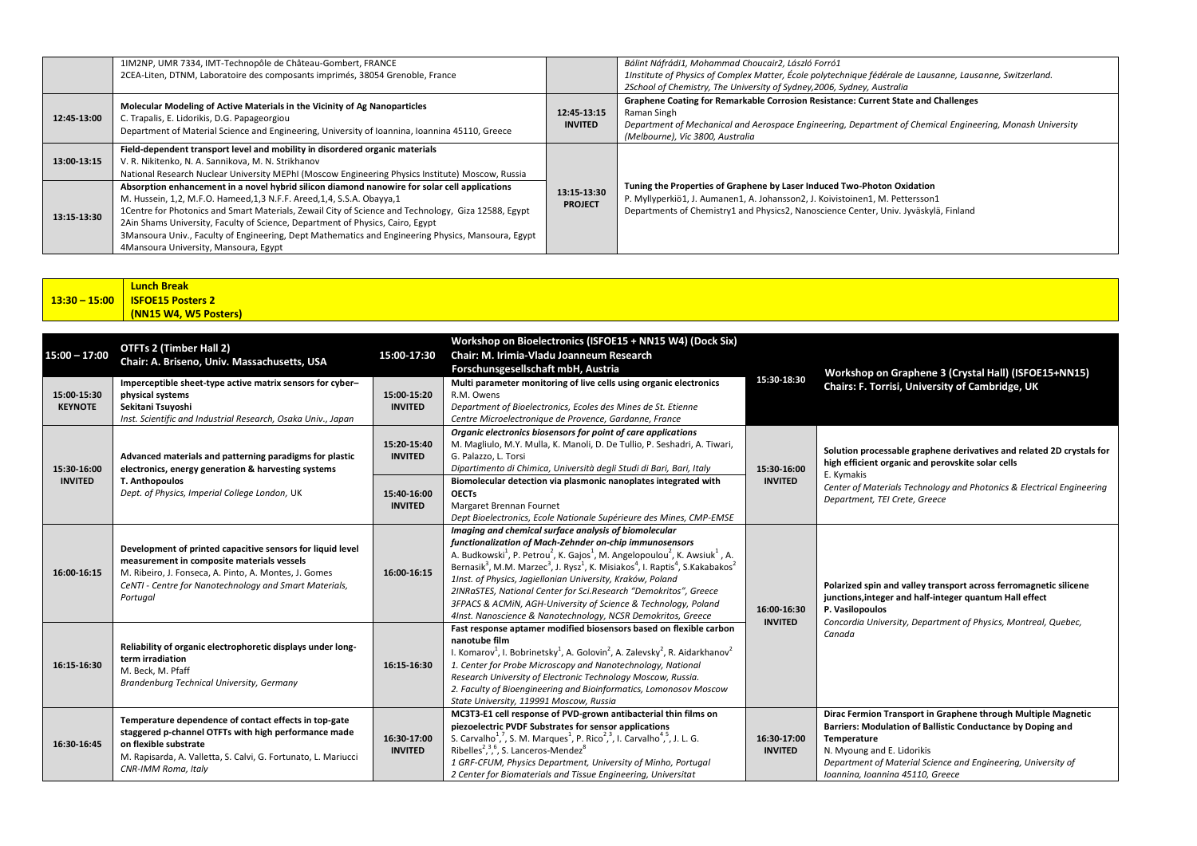| | | | |
|---|---|---|---|
| | 1IM2NP, UMR 7334, IMT-Technopôle de Château-Gombert, FRANCE<br>2CEA-Liten, DTNM, Laboratoire des composants imprimés, 38054 Grenoble, France | | *Bálint Náfrádi1, Mohammad Choucair2, László Forró1*<br>*1Institute of Physics of Complex Matter, École polytechnique fédérale de Lausanne, Lausanne, Switzerland.*<br>*2School of Chemistry, The University of Sydney,2006, Sydney, Australia* |
| 12:45-13:00 | **Molecular Modeling of Active Materials in the Vicinity of Ag Nanoparticles**<br>C. Trapalis, E. Lidorikis, D.G. Papageorgiou<br>Department of Material Science and Engineering, University of Ioannina, Ioannina 45110, Greece | 12:45-13:15<br>**INVITED** | **Graphene Coating for Remarkable Corrosion Resistance: Current State and Challenges**<br>Raman Singh<br>*Department of Mechanical and Aerospace Engineering, Department of Chemical Engineering, Monash University (Melbourne), Vic 3800, Australia* |
| 13:00-13:15 | **Field-dependent transport level and mobility in disordered organic materials**<br>V. R. Nikitenko, N. A. Sannikova, M. N. Strikhanov<br>National Research Nuclear University MEPhI (Moscow Engineering Physics Institute) Moscow, Russia | 13:15-13:30<br>**PROJECT** | **Tuning the Properties of Graphene by Laser Induced Two-Photon Oxidation**<br>P. Myllyperkiö1, J. Aumanen1, A. Johansson2, J. Koivistoinen1, M. Pettersson1<br>Departments of Chemistry1 and Physics2, Nanoscience Center, Univ. Jyväskylä, Finland |
| 13:15-13:30 | **Absorption enhancement in a novel hybrid silicon diamond nanowire for solar cell applications**<br>M. Hussein, 1,2, M.F.O. Hameed,1,3 N.F.F. Areed,1,4, S.S.A. Obayya,1<br>1Centre for Photonics and Smart Materials, Zewail City of Science and Technology, Giza 12588, Egypt<br>2Ain Shams University, Faculty of Science, Department of Physics, Cairo, Egypt<br>3Mansoura Univ., Faculty of Engineering, Dept Mathematics and Engineering Physics, Mansoura, Egypt<br>4Mansoura University, Mansoura, Egypt | | |

| | |
|---|---|
| **13:30 – 15:00** | **Lunch Break**<br>**ISFOE15 Posters 2**<br>**(NN15 W4, W5 Posters)** |

| | | | | | |
|---|---|---|---|---|---|
| **15:00 – 17:00** | **OTFTs 2 (Timber Hall 2)**<br>**Chair: A. Briseno, Univ. Massachusetts, USA** | **15:00-17:30** | **Workshop on Bioelectronics (ISFOE15 + NN15 W4) (Dock Six)**<br>**Chair: M. Irimia-Vladu Joanneum Research Forschungsgesellschaft mbH, Austria** | **15:30-18:30** | **Workshop on Graphene 3 (Crystal Hall) (ISFOE15+NN15)**<br>**Chairs: F. Torrisi, University of Cambridge, UK** |
| 15:00-15:30<br>**KEYNOTE** | **Imperceptible sheet-type active matrix sensors for cyber–physical systems**<br>**Sekitani Tsuyoshi**<br>*Inst. Scientific and Industrial Research, Osaka Univ., Japan* | 15:00-15:20<br>**INVITED** | **Multi parameter monitoring of live cells using organic electronics**<br>R.M. Owens<br>*Department of Bioelectronics, Ecoles des Mines de St. Etienne*<br>*Centre Microelectronique de Provence, Gardanne, France* | | |
| 15:30-16:00<br>**INVITED** | **Advanced materials and patterning paradigms for plastic electronics, energy generation & harvesting systems**<br>**T. Anthopoulos**<br>*Dept. of Physics, Imperial College London, UK* | 15:20-15:40<br>**INVITED** | ***Organic electronics biosensors for point of care applications***<br>M. Magliulo, M.Y. Mulla, K. Manoli, D. De Tullio, P. Seshadri, A. Tiwari, G. Palazzo, L. Torsi<br>*Dipartimento di Chimica, Università degli Studi di Bari, Bari, Italy* | 15:30-16:00<br>**INVITED** | **Solution processable graphene derivatives and related 2D crystals for high efficient organic and perovskite solar cells**<br>E. Kymakis<br>*Center of Materials Technology and Photonics & Electrical Engineering Department, TEI Crete, Greece* |
| | | 15:40-16:00<br>**INVITED** | **Biomolecular detection via plasmonic nanoplates integrated with OECTs**<br>Margaret Brennan Fournet<br>*Dept Bioelectronics, Ecole Nationale Supérieure des Mines, CMP-EMSE* | | |
| 16:00-16:15 | **Development of printed capacitive sensors for liquid level measurement in composite materials vessels**<br>M. Ribeiro, J. Fonseca, A. Pinto, A. Montes, J. Gomes<br>*CeNTI - Centre for Nanotechnology and Smart Materials, Portugal* | 16:00-16:15 | ***Imaging and chemical surface analysis of biomolecular functionalization of Mach-Zehnder on-chip immunosensors***<br>A. Budkowski[1], P. Petrou[2], K. Gajos[1], M. Angelopoulou[2], K. Awsiuk[1], A. Bernasik[3], M.M. Marzec[3], J. Rysz[1], K. Misiakos[4], I. Raptis[4], S.Kakabakos[2]<br>*1Inst. of Physics, Jagiellonian University, Kraków, Poland*<br>*2INRaSTES, National Center for Sci.Research "Demokritos", Greece*<br>*3FPACS & ACMiN, AGH-University of Science & Technology, Poland*<br>*4Inst. Nanoscience & Nanotechnology, NCSR Demokritos, Greece* | 16:00-16:30<br>**INVITED** | **Polarized spin and valley transport across ferromagnetic silicene junctions,integer and half-integer quantum Hall effect**<br>**P. Vasilopoulos**<br>*Concordia University, Department of Physics, Montreal, Quebec, Canada* |
| 16:15-16:30 | **Reliability of organic electrophoretic displays under long-term irradiation**<br>M. Beck, M. Pfaff<br>*Brandenburg Technical University, Germany* | 16:15-16:30 | **Fast response aptamer modified biosensors based on flexible carbon nanotube film**<br>I. Komarov[1], I. Bobrinetsky[1], A. Golovin[2], A. Zalevsky[2], R. Aidarkhanov[2]<br>*1. Center for Probe Microscopy and Nanotechnology, National Research University of Electronic Technology Moscow, Russia.*<br>*2. Faculty of Bioengineering and Bioinformatics, Lomonosov Moscow State University, 119991 Moscow, Russia* | | |
| 16:30-16:45 | **Temperature dependence of contact effects in top-gate staggered p-channel OTFTs with high performance made on flexible substrate**<br>M. Rapisarda, A. Valletta, S. Calvi, G. Fortunato, L. Mariucci<br>*CNR-IMM Roma, Italy* | 16:30-17:00<br>**INVITED** | **MC3T3-E1 cell response of PVD-grown antibacterial thin films on piezoelectric PVDF Substrates for sensor applications**<br>S. Carvalho[1,7], S. M. Marques[1], P. Rico[2,3], I. Carvalho[4,5], J. L. G. Ribelles[2,3,6], S. Lanceros-Mendez[8]<br>*1 GRF-CFUM, Physics Department, University of Minho, Portugal*<br>*2 Center for Biomaterials and Tissue Engineering, Universitat* | 16:30-17:00<br>**INVITED** | **Dirac Fermion Transport in Graphene through Multiple Magnetic Barriers: Modulation of Ballistic Conductance by Doping and Temperature**<br>N. Myoung and E. Lidorikis<br>*Department of Material Science and Engineering, University of Ioannina, Ioannina 45110, Greece* |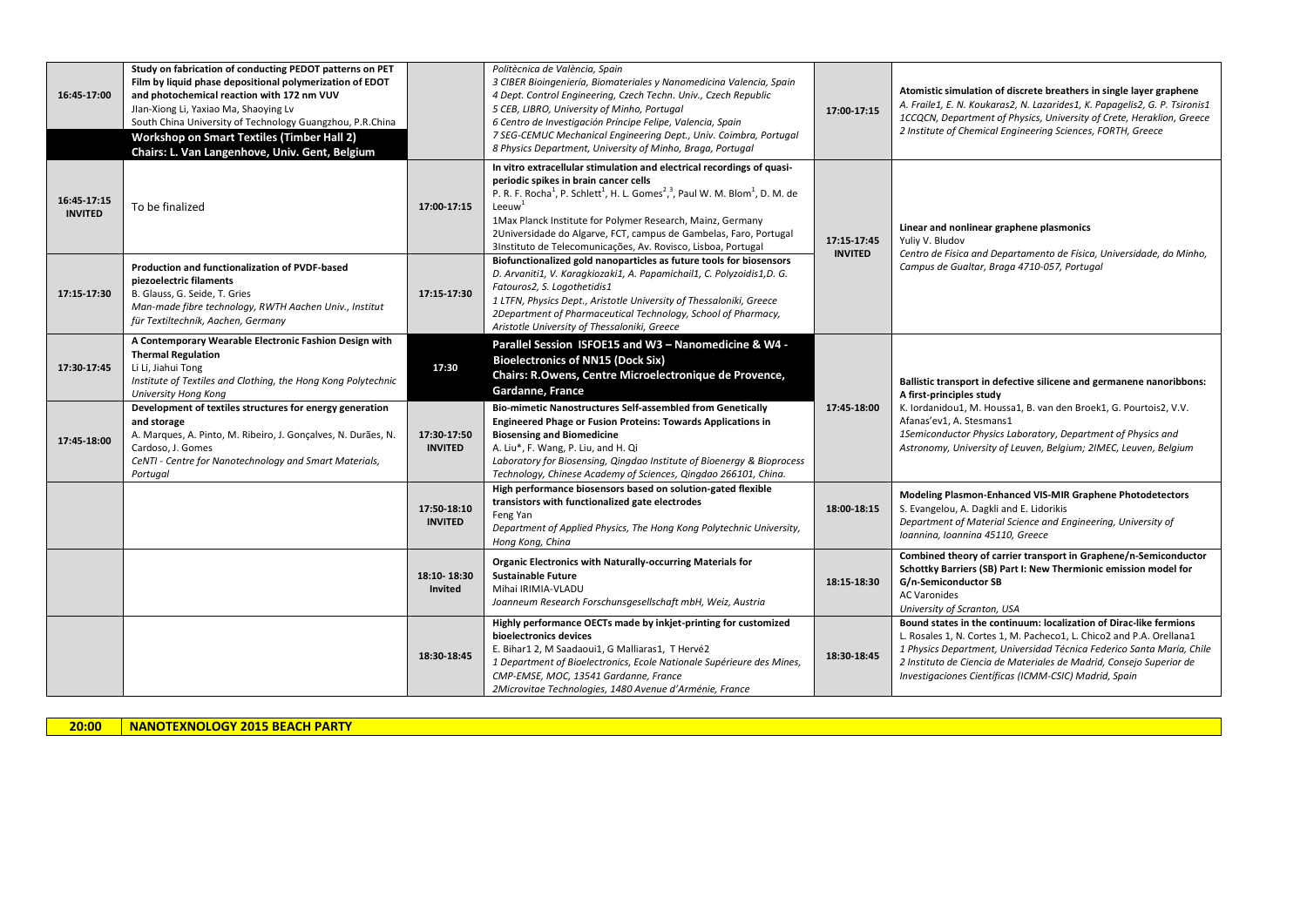| | | | | | |
|---|---|---|---|---|---|
| 16:45-17:00 | **Study on fabrication of conducting PEDOT patterns on PET Film by liquid phase depositional polymerization of EDOT and photochemical reaction with 172 nm VUV** JIan-Xiong Li, Yaxiao Ma, Shaoying Lv *South China University of Technology Guangzhou, P.R.China* | | *Politècnica de València, Spain 3 CIBER Bioingeniería, Biomateriales y Nanomedicina Valencia, Spain 4 Dept. Control Engineering, Czech Techn. Univ., Czech Republic 5 CEB, LIBRO, University of Minho, Portugal 6 Centro de Investigación Príncipe Felipe, Valencia, Spain 7 SEG-CEMUC Mechanical Engineering Dept., Univ. Coimbra, Portugal 8 Physics Department, University of Minho, Braga, Portugal* | 17:00-17:15 | **Atomistic simulation of discrete breathers in single layer graphene** *A. Fraile1, E. N. Koukaras2, N. Lazarides1, K. Papagelis2, G. P. Tsironis1 1CCQCN, Department of Physics, University of Crete, Heraklion, Greece 2 Institute of Chemical Engineering Sciences, FORTH, Greece* |
| | **Workshop on Smart Textiles (Timber Hall 2) Chairs: L. Van Langenhove, Univ. Gent, Belgium** | | | | |
| 16:45-17:15 **INVITED** | To be finalized | 17:00-17:15 | **In vitro extracellular stimulation and electrical recordings of quasi-periodic spikes in brain cancer cells** P. R. F. Rocha[1], P. Schlett[1], H. L. Gomes[2,3], Paul W. M. Blom[1], D. M. de Leeuw[1] 1Max Planck Institute for Polymer Research, Mainz, Germany 2Universidade do Algarve, FCT, campus de Gambelas, Faro, Portugal 3Instituto de Telecomunicações, Av. Rovisco, Lisboa, Portugal | 17:15-17:45 **INVITED** | **Linear and nonlinear graphene plasmonics** Yuliy V. Bludov *Centro de Física and Departamento de Física, Universidade do Minho, Campus de Gualtar, Braga 4710-057, Portugal* |
| 17:15-17:30 | **Production and functionalization of PVDF-based piezoelectric filaments** B. Glauss, G. Seide, T. Gries *Man-made fibre technology, RWTH Aachen Univ., Institut für Textiltechnik, Aachen, Germany* | 17:15-17:30 | **Biofunctionalized gold nanoparticles as future tools for biosensors** *D. Arvaniti1, V. Karagkiozaki1, A. Papamichail1, C. Polyzoidis1,D. G. Fatouros2, S. Logothetidis1 1 LTFN, Physics Dept., Aristotle University of Thessaloniki, Greece 2Department of Pharmaceutical Technology, School of Pharmacy, Aristotle University of Thessaloniki, Greece* | | |
| 17:30-17:45 | **A Contemporary Wearable Electronic Fashion Design with Thermal Regulation** Li Li, Jiahui Tong *Institute of Textiles and Clothing, the Hong Kong Polytechnic University Hong Kong* | 17:30 | **Parallel Session ISFOE15 and W3 – Nanomedicine & W4 - Bioelectronics of NN15 (Dock Six) Chairs: R.Owens, Centre Microelectronique de Provence, Gardanne, France** | 17:45-18:00 | **Ballistic transport in defective silicene and germanene nanoribbons: A first-principles study** K. Iordanidou1, M. Houssa1, B. van den Broek1, G. Pourtois2, V.V. Afanas'ev1, A. Stesmans1 *1Semiconductor Physics Laboratory, Department of Physics and Astronomy, University of Leuven, Belgium; 2IMEC, Leuven, Belgium* |
| 17:45-18:00 | **Development of textiles structures for energy generation and storage** A. Marques, A. Pinto, M. Ribeiro, J. Gonçalves, N. Durães, N. Cardoso, J. Gomes *CeNTI - Centre for Nanotechnology and Smart Materials, Portugal* | 17:30-17:50 **INVITED** | **Bio-mimetic Nanostructures Self-assembled from Genetically Engineered Phage or Fusion Proteins: Towards Applications in Biosensing and Biomedicine** A. Liu*, F. Wang, P. Liu, and H. Qi *Laboratory for Biosensing, Qingdao Institute of Bioenergy & Bioprocess Technology, Chinese Academy of Sciences, Qingdao 266101, China.* | | |
| | | 17:50-18:10 **INVITED** | **High performance biosensors based on solution-gated flexible transistors with functionalized gate electrodes** Feng Yan *Department of Applied Physics, The Hong Kong Polytechnic University, Hong Kong, China* | 18:00-18:15 | **Modeling Plasmon-Enhanced VIS-MIR Graphene Photodetectors** S. Evangelou, A. Dagkli and E. Lidorikis *Department of Material Science and Engineering, University of Ioannina, Ioannina 45110, Greece* |
| | | 18:10- 18:30 **Invited** | **Organic Electronics with Naturally-occurring Materials for Sustainable Future** Mihai IRIMIA-VLADU *Joanneum Research Forschungsgesellschaft mbH, Weiz, Austria* | 18:15-18:30 | **Combined theory of carrier transport in Graphene/n-Semiconductor Schottky Barriers (SB) Part I: New Thermionic emission model for G/n-Semiconductor SB** AC Varonides *University of Scranton, USA* |
| | | 18:30-18:45 | **Highly performance OECTs made by inkjet-printing for customized bioelectronics devices** E. Bihar1 2, M Saadaoui1, G Malliaras1, T Hervé2 *1 Department of Bioelectronics, Ecole Nationale Supérieure des Mines, CMP-EMSE, MOC, 13541 Gardanne, France 2Microvitae Technologies, 1480 Avenue d'Arménie, France* | 18:30-18:45 | **Bound states in the continuum: localization of Dirac-like fermions** L. Rosales 1, N. Cortes 1, M. Pacheco1, L. Chico2 and P.A. Orellana1 *1 Physics Department, Universidad Técnica Federico Santa María, Chile 2 Instituto de Ciencia de Materiales de Madrid, Consejo Superior de Investigaciones Científicas (ICMM-CSIC) Madrid, Spain* |

| | |
|---|---|
| **20:00** | **NANOTEXNOLOGY 2015 BEACH PARTY** |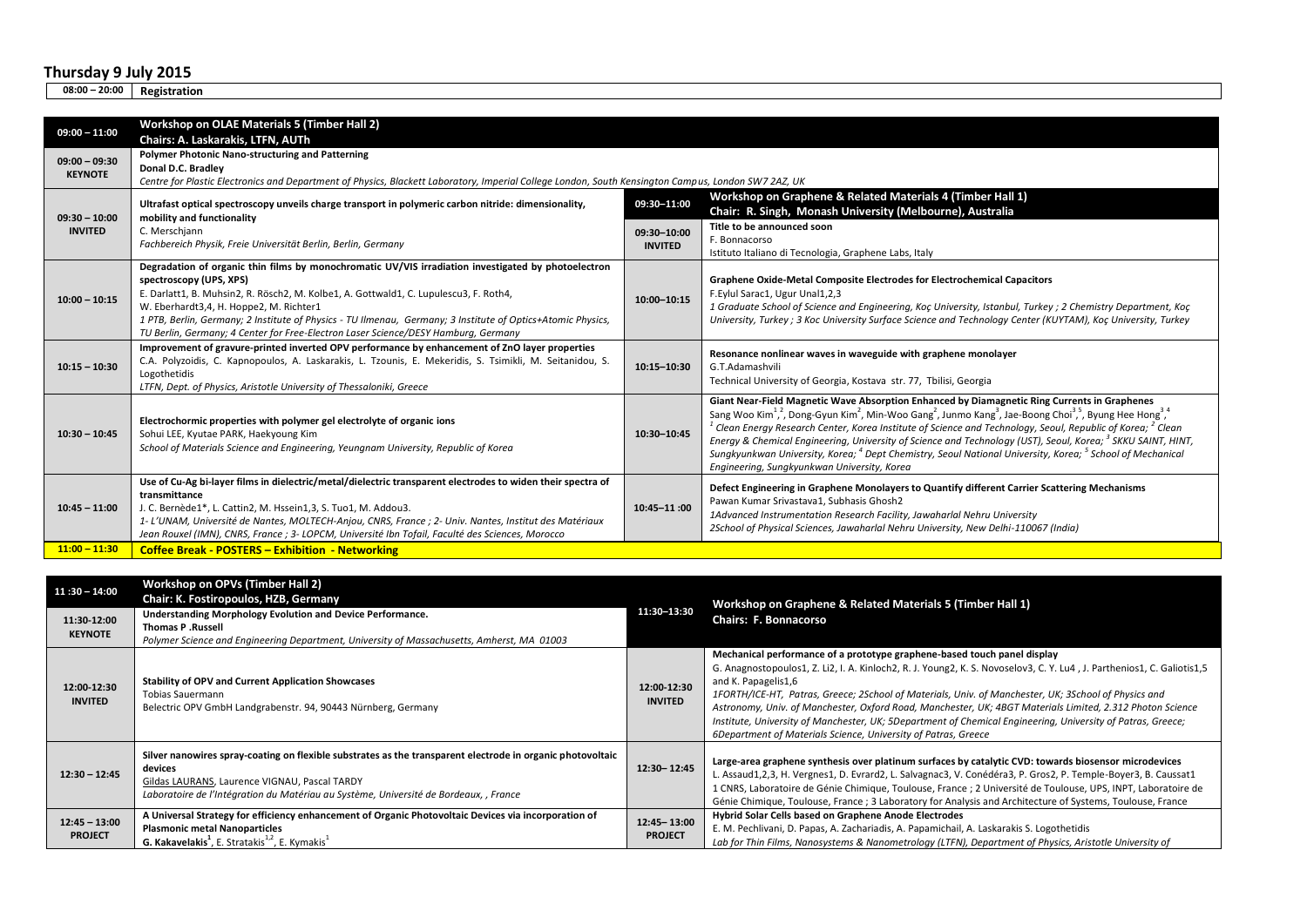# Thursday 9 July 2015

| 08:00 – 20:00 | Registration |
|---|---|

| Time | Session (Timber Hall 2) | Time | Session (Timber Hall 1) |
|---|---|---|---|
| 09:00 – 11:00 | **Workshop on OLAE Materials 5 (Timber Hall 2)**<br>**Chairs: A. Laskarakis, LTFN, AUTh** | | |
| 09:00 – 09:30<br>**KEYNOTE** | **Polymer Photonic Nano-structuring and Patterning**<br>**Donal D.C. Bradley**<br>*Centre for Plastic Electronics and Department of Physics, Blackett Laboratory, Imperial College London, South Kensington Campus, London SW7 2AZ, UK* | | |
| | | 09:30–11:00 | **Workshop on Graphene & Related Materials 4 (Timber Hall 1)**<br>**Chair: R. Singh, Monash University (Melbourne), Australia** |
| 09:30 – 10:00<br>**INVITED** | **Ultrafast optical spectroscopy unveils charge transport in polymeric carbon nitride: dimensionality, mobility and functionality**<br>C. Merschjann<br>*Fachbereich Physik, Freie Universität Berlin, Berlin, Germany* | 09:30–10:00<br>**INVITED** | **Title to be announced soon**<br>F. Bonnacorso<br>Istituto Italiano di Tecnologia, Graphene Labs, Italy |
| 10:00 – 10:15 | **Degradation of organic thin films by monochromatic UV/VIS irradiation investigated by photoelectron spectroscopy (UPS, XPS)**<br>E. Darlatt1, B. Muhsin2, R. Rösch2, M. Kolbe1, A. Gottwald1, C. Lupulescu3, F. Roth4, W. Eberhardt3,4, H. Hoppe2, M. Richter1<br>*1 PTB, Berlin, Germany; 2 Institute of Physics - TU Ilmenau, Germany; 3 Institute of Optics+Atomic Physics, TU Berlin, Germany; 4 Center for Free-Electron Laser Science/DESY Hamburg, Germany* | 10:00–10:15 | **Graphene Oxide-Metal Composite Electrodes for Electrochemical Capacitors**<br>F.Eylul Sarac1, Ugur Unal1,2,3<br>*1 Graduate School of Science and Engineering, Koç University, Istanbul, Turkey ; 2 Chemistry Department, Koç University, Turkey ; 3 Koc University Surface Science and Technology Center (KUYTAM), Koç University, Turkey* |
| 10:15 – 10:30 | **Improvement of gravure-printed inverted OPV performance by enhancement of ZnO layer properties**<br>C.A. Polyzoidis, C. Kapnopoulos, A. Laskarakis, L. Tzounis, E. Mekeridis, S. Tsimikli, M. Seitanidou, S. Logothetidis<br>*LTFN, Dept. of Physics, Aristotle University of Thessaloniki, Greece* | 10:15–10:30 | **Resonance nonlinear waves in waveguide with graphene monolayer**<br>G.T.Adamashvili<br>Technical University of Georgia, Kostava str. 77, Tbilisi, Georgia |
| 10:30 – 10:45 | **Electrochormic properties with polymer gel electrolyte of organic ions**<br>Sohui LEE, Kyutae PARK, Haekyoung Kim<br>*School of Materials Science and Engineering, Yeungnam University, Republic of Korea* | 10:30–10:45 | **Giant Near-Field Magnetic Wave Absorption Enhanced by Diamagnetic Ring Currents in Graphenes**<br>Sang Woo Kim[1,2], Dong-Gyun Kim[2], Min-Woo Gang[2], Junmo Kang[3], Jae-Boong Choi[3,5], Byung Hee Hong[3,4]<br>*[1] Clean Energy Research Center, Korea Institute of Science and Technology, Seoul, Republic of Korea; [2] Clean Energy & Chemical Engineering, University of Science and Technology (UST), Seoul, Korea; [3] SKKU SAINT, HINT, Sungkyunkwan University, Korea; [4] Dept Chemistry, Seoul National University, Korea; [5] School of Mechanical Engineering, Sungkyunkwan University, Korea* |
| 10:45 – 11:00 | **Use of Cu-Ag bi-layer films in dielectric/metal/dielectric transparent electrodes to widen their spectra of transmittance**<br>J. C. Bernède1*, L. Cattin2, M. Hssein1,3, S. Tuo1, M. Addou3.<br>*1- L'UNAM, Université de Nantes, MOLTECH-Anjou, CNRS, France ; 2- Univ. Nantes, Institut des Matériaux Jean Rouxel (IMN), CNRS, France ; 3- LOPCM, Université Ibn Tofail, Faculté des Sciences, Morocco* | 10:45–11 :00 | **Defect Engineering in Graphene Monolayers to Quantify different Carrier Scattering Mechanisms**<br>Pawan Kumar Srivastava1, Subhasis Ghosh2<br>*1Advanced Instrumentation Research Facility, Jawaharlal Nehru University*<br>*2School of Physical Sciences, Jawaharlal Nehru University, New Delhi-110067 (India)* |
| 11:00 – 11:30 | **Coffee Break - POSTERS – Exhibition - Networking** | | |

| Time | Session (Timber Hall 2) | Time | Session (Timber Hall 1) |
|---|---|---|---|
| 11 :30 – 14:00 | **Workshop on OPVs (Timber Hall 2)**<br>**Chair: K. Fostiropoulos, HZB, Germany** | 11:30–13:30 | **Workshop on Graphene & Related Materials 5 (Timber Hall 1)**<br>**Chairs: F. Bonnacorso** |
| 11:30-12:00<br>**KEYNOTE** | **Understanding Morphology Evolution and Device Performance.**<br>**Thomas P .Russell**<br>*Polymer Science and Engineering Department, University of Massachusetts, Amherst, MA 01003* | | |
| 12:00-12:30<br>**INVITED** | **Stability of OPV and Current Application Showcases**<br>Tobias Sauermann<br>Belectric OPV GmbH Landgrabenstr. 94, 90443 Nürnberg, Germany | 12:00-12:30<br>**INVITED** | **Mechanical performance of a prototype graphene-based touch panel display**<br>G. Anagnostopoulos1, Z. Li2, I. A. Kinloch2, R. J. Young2, K. S. Novoselov3, C. Y. Lu4 , J. Parthenios1, C. Galiotis1,5 and K. Papagelis1,6<br>*1FORTH/ICE-HT, Patras, Greece; 2School of Materials, Univ. of Manchester, UK; 3School of Physics and Astronomy, Univ. of Manchester, Oxford Road, Manchester, UK; 4BGT Materials Limited, 2.312 Photon Science Institute, University of Manchester, UK; 5Department of Chemical Engineering, University of Patras, Greece; 6Department of Materials Science, University of Patras, Greece* |
| 12:30 – 12:45 | **Silver nanowires spray-coating on flexible substrates as the transparent electrode in organic photovoltaic devices**<br>Gildas LAURANS, Laurence VIGNAU, Pascal TARDY<br>*Laboratoire de l'Intégration du Matériau au Système, Université de Bordeaux, , France* | 12:30– 12:45 | **Large-area graphene synthesis over platinum surfaces by catalytic CVD: towards biosensor microdevices**<br>L. Assaud1,2,3, H. Vergnes1, D. Evrard2, L. Salvagnac3, V. Conédéra3, P. Gros2, P. Temple-Boyer3, B. Caussat1<br>1 CNRS, Laboratoire de Génie Chimique, Toulouse, France ; 2 Université de Toulouse, UPS, INPT, Laboratoire de Génie Chimique, Toulouse, France ; 3 Laboratory for Analysis and Architecture of Systems, Toulouse, France |
| 12:45 – 13:00<br>**PROJECT** | **A Universal Strategy for efficiency enhancement of Organic Photovoltaic Devices via incorporation of Plasmonic metal Nanoparticles**<br>**G. Kakavelakis**[1], E. Stratakis[1,2], E. Kymakis[1] | 12:45– 13:00<br>**PROJECT** | **Hybrid Solar Cells based on Graphene Anode Electrodes**<br>E. M. Pechlivani, D. Papas, A. Zachariadis, A. Papamichail, A. Laskarakis S. Logothetidis<br>*Lab for Thin Films, Nanosystems & Nanometrology (LTFN), Department of Physics, Aristotle University of* |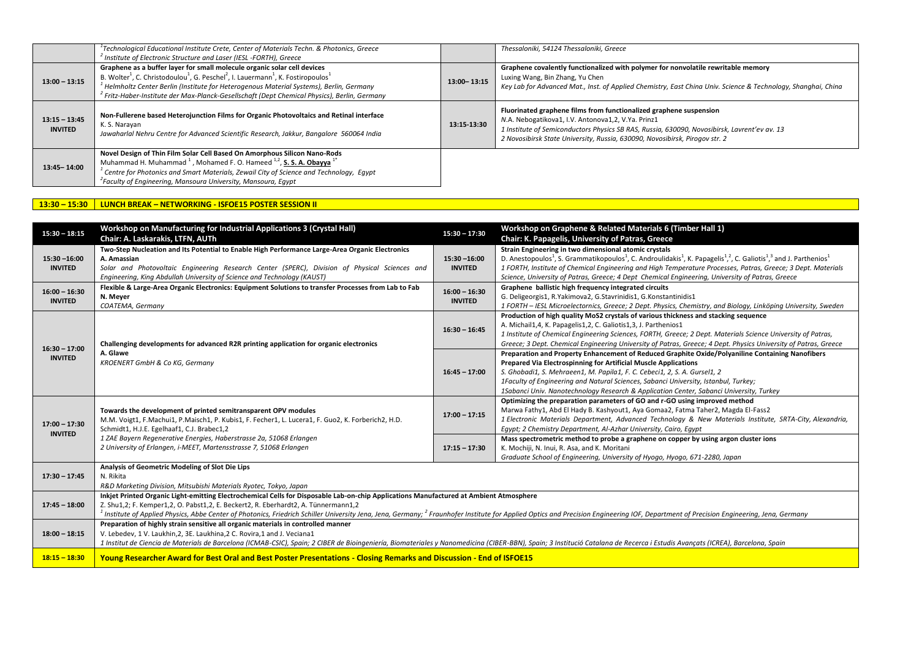| | | | |
|---|---|---|---|
| | [1]Technological Educational Institute Crete, Center of Materials Techn. & Photonics, Greece<br>[2] Institute of Electronic Structure and Laser (IESL -FORTH), Greece | | Thessaloniki, 54124 Thessaloniki, Greece |
| 13:00 – 13:15 | **Graphene as a buffer layer for small molecule organic solar cell devices**<br>B. Wolter[1], C. Christodoulou[1], G. Peschel[2], I. Lauermann[1], K. Fostiropoulos[1]<br>[1] Helmholtz Center Berlin (Institute for Heterogenous Material Systems), Berlin, Germany<br>[2] Fritz-Haber-Institute der Max-Planck-Gesellschaft (Dept Chemical Physics), Berlin, Germany | 13:00– 13:15 | **Graphene covalently functionalized with polymer for nonvolatile rewritable memory**<br>Luxing Wang, Bin Zhang, Yu Chen<br>Key Lab for Advanced Mat., Inst. of Applied Chemistry, East China Univ. Science & Technology, Shanghai, China |
| 13:15 – 13:45<br>**INVITED** | **Non-Fullerene based Heterojunction Films for Organic Photovoltaics and Retinal interface**<br>K. S. Narayan<br>Jawaharlal Nehru Centre for Advanced Scientific Research, Jakkur, Bangalore 560064 India | 13:15-13:30 | **Fluorinated graphene films from functionalized graphene suspension**<br>N.A. Nebogatikova1, I.V. Antonova1,2, V.Ya. Prinz1<br>1 Institute of Semiconductors Physics SB RAS, Russia, 630090, Novosibirsk, Lavrent'ev av. 13<br>2 Novosibirsk State University, Russia, 630090, Novosibirsk, Pirogov str. 2 |
| 13:45– 14:00 | **Novel Design of Thin Film Solar Cell Based On Amorphous Silicon Nano-Rods**<br>Muhammad H. Muhammad [1], Mohamed F. O. Hameed [1,2], **S. S. A. Obayya** [1*]<br>[1] Centre for Photonics and Smart Materials, Zewail City of Science and Technology, Egypt<br>[2]Faculty of Engineering, Mansoura University, Mansoura, Egypt | | |

**13:30 – 15:30 LUNCH BREAK – NETWORKING - ISFOE15 POSTER SESSION II**

| 15:30 – 18:15 | Workshop on Manufacturing for Industrial Applications 3 (Crystal Hall)<br>Chair: A. Laskarakis, LTFN, AUTh | 15:30 – 17:30 | Workshop on Graphene & Related Materials 6 (Timber Hall 1)<br>Chair: K. Papagelis, University of Patras, Greece |
|---|---|---|---|
| 15:30 –16:00<br>**INVITED** | **Two-Step Nucleation and Its Potential to Enable High Performance Large-Area Organic Electronics**<br>**A. Amassian**<br>Solar and Photovoltaic Engineering Research Center (SPERC), Division of Physical Sciences and Engineering, King Abdullah University of Science and Technology (KAUST) | 15:30 –16:00<br>**INVITED** | **Strain Engineering in two dimensional atomic crystals**<br>D. Anestopoulos[1], S. Grammatikopoulos[1], C. Androulidakis[1], K. Papagelis[1,2], C. Galiotis[1,3] and J. Parthenios[1]<br>1 FORTH, Institute of Chemical Engineering and High Temperature Processes, Patras, Greece; 3 Dept. Materials Science, University of Patras, Greece; 4 Dept Chemical Engineering, University of Patras, Greece |
| 16:00 – 16:30<br>**INVITED** | **Flexible & Large-Area Organic Electronics: Equipment Solutions to transfer Processes from Lab to Fab**<br>**N. Meyer**<br>COATEMA, Germany | 16:00 – 16:30<br>**INVITED** | **Graphene ballistic high frequency integrated circuits**<br>G. Deligeorgis1, R.Yakimova2, G.Stavrinidis1, G.Konstantinidis1<br>1 FORTH – IESL Microelectornics, Greece; 2 Dept. Physics, Chemistry, and Biology, Linköping University, Sweden |
| 16:30 – 17:00<br>**INVITED** | **Challenging developments for advanced R2R printing application for organic electronics**<br>**A. Glawe**<br>KROENERT GmbH & Co KG, Germany | 16:30 – 16:45 | **Production of high quality MoS2 crystals of various thickness and stacking sequence**<br>A. Michail1,4, K. Papagelis1,2, C. Galiotis1,3, J. Parthenios1<br>1 Institute of Chemical Engineering Sciences, FORTH, Greece; 2 Dept. Materials Science University of Patras, Greece; 3 Dept. Chemical Engineering University of Patras, Greece; 4 Dept. Physics University of Patras, Greece |
| | | 16:45 – 17:00 | **Preparation and Property Enhancement of Reduced Graphite Oxide/Polyaniline Containing Nanofibers Prepared Via Electrospinning for Artificial Muscle Applications**<br>S. Ghobadi1, S. Mehraeen1, M. Papila1, F. C. Cebeci1, 2, S. A. Gursel1, 2<br>1Faculty of Engineering and Natural Sciences, Sabanci University, Istanbul, Turkey;<br>1Sabanci Univ. Nanotechnology Research & Application Center, Sabanci University, Turkey |
| 17:00 – 17:30<br>**INVITED** | **Towards the development of printed semitransparent OPV modules**<br>M.M. Voigt1, F.Machui1, P.Maisch1, P. Kubis1, F. Fecher1, L. Lucera1, F. Guo2, K. Forberich2, H.D. Schmidt1, H.J.E. Egelhaaf1, C.J. Brabec1,2<br>1 ZAE Bayern Regenerative Energies, Haberstrasse 2a, 51068 Erlangen<br>2 University of Erlangen, i-MEET, Martensstrasse 7, 51068 Erlangen | 17:00 – 17:15 | **Optimizing the preparation parameters of GO and r-GO using improved method**<br>Marwa Fathy1, Abd El Hady B. Kashyout1, Aya Gomaa2, Fatma Taher2, Magda El-Fass2<br>1 Electronic Materials Department, Advanced Technology & New Materials Institute, SRTA-City, Alexandria, Egypt; 2 Chemistry Department, Al-Azhar University, Cairo, Egypt |
| | | 17:15 – 17:30 | **Mass spectrometric method to probe a graphene on copper by using argon cluster ions**<br>K. Mochiji, N. Inui, R. Asa, and K. Moritani<br>Graduate School of Engineering, University of Hyogo, Hyogo, 671-2280, Japan |
| 17:30 – 17:45 | **Analysis of Geometric Modeling of Slot Die Lips**<br>N. Rikita<br>R&D Marketing Division, Mitsubishi Materials Ryotec, Tokyo, Japan | | |
| 17:45 – 18:00 | **Inkjet Printed Organic Light-emitting Electrochemical Cells for Disposable Lab-on-chip Applications Manufactured at Ambient Atmosphere**<br>Z. Shu1,2; F. Kemper1,2, O. Pabst1,2, E. Beckert2, R. Eberhardt2, A. Tünnermann1,2<br>[1] Institute of Applied Physics, Abbe Center of Photonics, Friedrich Schiller University Jena, Jena, Germany; [2] Fraunhofer Institute for Applied Optics and Precision Engineering IOF, Department of Precision Engineering, Jena, Germany | | |
| 18:00 – 18:15 | **Preparation of highly strain sensitive all organic materials in controlled manner**<br>V. Lebedev, 1 V. Laukhin,2, 3E. Laukhina,2 C. Rovira,1 and J. Veciana1<br>1 Institut de Ciencia de Materials de Barcelona (ICMAB-CSIC), Spain; 2 CIBER de Bioingeniería, Biomateriales y Nanomedicina (CIBER-BBN), Spain; 3 Institució Catalana de Recerca i Estudis Avançats (ICREA), Barcelona, Spain | | |
| 18:15 – 18:30 | **Young Researcher Award for Best Oral and Best Poster Presentations - Closing Remarks and Discussion - End of ISFOE15** | | |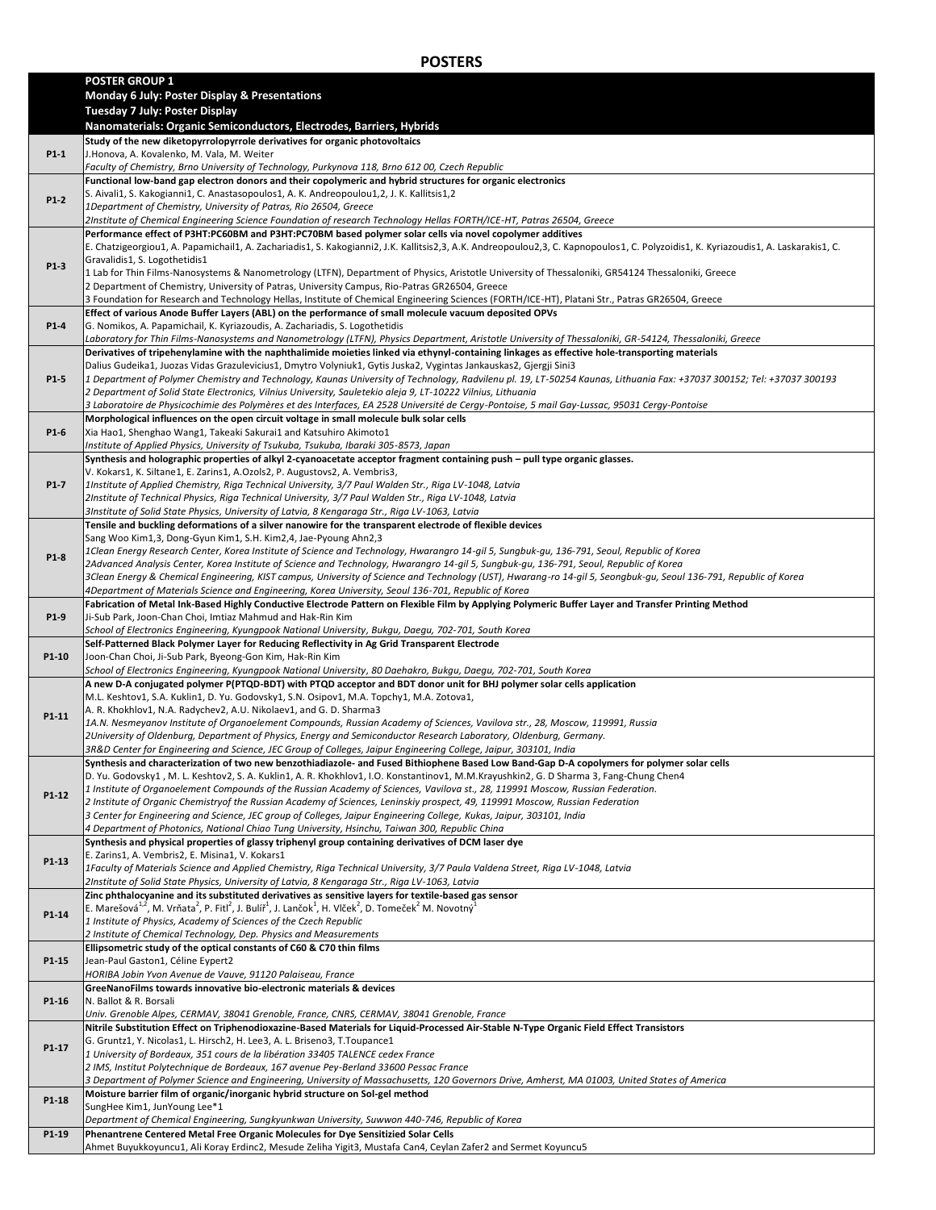# POSTERS

| | POSTER GROUP 1<br>Monday 6 July: Poster Display & Presentations<br>Tuesday 7 July: Poster Display<br>Nanomaterials: Organic Semiconductors, Electrodes, Barriers, Hybrids |
|---|---|
| P1-1 | **Study of the new diketopyrrolopyrrole derivatives for organic photovoltaics**<br>J.Honova, A. Kovalenko, M. Vala, M. Weiter<br>*Faculty of Chemistry, Brno University of Technology, Purkynova 118, Brno 612 00, Czech Republic* |
| P1-2 | **Functional low-band gap electron donors and their copolymeric and hybrid structures for organic electronics**<br>S. Aivali1, S. Kakogianni1, C. Anastasopoulos1, A. K. Andreopoulou1,2, J. K. Kallitsis1,2<br>*1Department of Chemistry, University of Patras, Rio 26504, Greece*<br>*2Institute of Chemical Engineering Science Foundation of research Technology Hellas FORTH/ICE-HT, Patras 26504, Greece* |
| P1-3 | **Performance effect of P3HT:PC60BM and P3HT:PC70BM based polymer solar cells via novel copolymer additives**<br>E. Chatzigeorgiou1, A. Papamichail1, A. Zachariadis1, S. Kakogianni2, J.K. Kallitsis2,3, A.K. Andreopoulou2,3, C. Kapnopoulos1, C. Polyzoidis1, K. Kyriazoudis1, A. Laskarakis1, C. Gravalidis1, S. Logothetidis1<br>1 Lab for Thin Films-Nanosystems & Nanometrology (LTFN), Department of Physics, Aristotle University of Thessaloniki, GR54124 Thessaloniki, Greece<br>2 Department of Chemistry, University of Patras, University Campus, Rio-Patras GR26504, Greece<br>3 Foundation for Research and Technology Hellas, Institute of Chemical Engineering Sciences (FORTH/ICE-HT), Platani Str., Patras GR26504, Greece |
| P1-4 | **Effect of various Anode Buffer Layers (ABL) on the performance of small molecule vacuum deposited OPVs**<br>G. Nomikos, A. Papamichail, K. Kyriazoudis, A. Zachariadis, S. Logothetidis<br>*Laboratory for Thin Films-Nanosystems and Nanometrology (LTFN), Physics Department, Aristotle University of Thessaloniki, GR-54124, Thessaloniki, Greece* |
| P1-5 | **Derivatives of tripehenylamine with the naphthalimide moieties linked via ethynyl-containing linkages as effective hole-transporting materials**<br>Dalius Gudeika1, Juozas Vidas Grazulevicius1, Dmytro Volyniuk1, Gytis Juska2, Vygintas Jankauskas2, Gjergji Sini3<br>*1 Department of Polymer Chemistry and Technology, Kaunas University of Technology, Radvilenu pl. 19, LT-50254 Kaunas, Lithuania Fax: +37037 300152; Tel: +37037 300193*<br>*2 Department of Solid State Electronics, Vilnius University, Sauletekio aleja 9, LT-10222 Vilnius, Lithuania*<br>*3 Laboratoire de Physicochimie des Polymères et des Interfaces, EA 2528 Université de Cergy-Pontoise, 5 mail Gay-Lussac, 95031 Cergy-Pontoise* |
| P1-6 | **Morphological influences on the open circuit voltage in small molecule bulk solar cells**<br>Xia Hao1, Shenghao Wang1, Takeaki Sakurai1 and Katsuhiro Akimoto1<br>*Institute of Applied Physics, University of Tsukuba, Tsukuba, Ibaraki 305-8573, Japan* |
| P1-7 | **Synthesis and holographic properties of alkyl 2-cyanoacetate acceptor fragment containing push – pull type organic glasses.**<br>V. Kokars1, K. Siltane1, E. Zarins1, A.Ozols2, P. Augustovs2, A. Vembris3,<br>*1Institute of Applied Chemistry, Riga Technical University, 3/7 Paul Walden Str., Riga LV-1048, Latvia*<br>*2Institute of Technical Physics, Riga Technical University, 3/7 Paul Walden Str., Riga LV-1048, Latvia*<br>*3Institute of Solid State Physics, University of Latvia, 8 Kengaraga Str., Riga LV-1063, Latvia* |
| P1-8 | **Tensile and buckling deformations of a silver nanowire for the transparent electrode of flexible devices**<br>Sang Woo Kim1,3, Dong-Gyun Kim1, S.H. Kim2,4, Jae-Pyoung Ahn2,3<br>*1Clean Energy Research Center, Korea Institute of Science and Technology, Hwarangro 14-gil 5, Sungbuk-gu, 136-791, Seoul, Republic of Korea*<br>*2Advanced Analysis Center, Korea Institute of Science and Technology, Hwarangro 14-gil 5, Sungbuk-gu, 136-791, Seoul, Republic of Korea*<br>*3Clean Energy & Chemical Engineering, KIST campus, University of Science and Technology (UST), Hwarang-ro 14-gil 5, Seongbuk-gu, Seoul 136-791, Republic of Korea*<br>*4Department of Materials Science and Engineering, Korea University, Seoul 136-701, Republic of Korea* |
| P1-9 | **Fabrication of Metal Ink-Based Highly Conductive Electrode Pattern on Flexible Film by Applying Polymeric Buffer Layer and Transfer Printing Method**<br>Ji-Sub Park, Joon-Chan Choi, Imtiaz Mahmud and Hak-Rin Kim<br>*School of Electronics Engineering, Kyungpook National University, Bukgu, Daegu, 702-701, South Korea* |
| P1-10 | **Self-Patterned Black Polymer Layer for Reducing Reflectivity in Ag Grid Transparent Electrode**<br>Joon-Chan Choi, Ji-Sub Park, Byeong-Gon Kim, Hak-Rin Kim<br>*School of Electronics Engineering, Kyungpook National University, 80 Daehakro, Bukgu, Daegu, 702-701, South Korea* |
| P1-11 | **A new D-A conjugated polymer P(PTQD-BDT) with PTQD acceptor and BDT donor unit for BHJ polymer solar cells application**<br>M.L. Keshtov1, S.A. Kuklin1, D. Yu. Godovsky1, S.N. Osipov1, M.A. Topchy1, M.A. Zotova1,<br>A. R. Khokhlov1, N.A. Radychev2, A.U. Nikolaev1, and G. D. Sharma3<br>*1A.N. Nesmeyanov Institute of Organoelement Compounds, Russian Academy of Sciences, Vavilova str., 28, Moscow, 119991, Russia*<br>*2University of Oldenburg, Department of Physics, Energy and Semiconductor Research Laboratory, Oldenburg, Germany.*<br>*3R&D Center for Engineering and Science, JEC Group of Colleges, Jaipur Engineering College, Jaipur, 303101, India* |
| P1-12 | **Synthesis and characterization of two new benzothiadiazole- and Fused Bithiophene Based Low Band-Gap D-A copolymers for polymer solar cells**<br>D. Yu. Godovsky1 , M. L. Keshtov2, S. A. Kuklin1, A. R. Khokhlov1, I.O. Konstantinov1, M.M.Krayushkin2, G. D Sharma 3, Fang-Chung Chen4<br>*1 Institute of Organoelement Compounds of the Russian Academy of Sciences, Vavilova st., 28, 119991 Moscow, Russian Federation.*<br>*2 Institute of Organic Chemistryof the Russian Academy of Sciences, Leninskiy prospect, 49, 119991 Moscow, Russian Federation*<br>*3 Center for Engineering and Science, JEC group of Colleges, Jaipur Engineering College, Kukas, Jaipur, 303101, India*<br>*4 Department of Photonics, National Chiao Tung University, Hsinchu, Taiwan 300, Republic China* |
| P1-13 | **Synthesis and physical properties of glassy triphenyl group containing derivatives of DCM laser dye**<br>E. Zarins1, A. Vembris2, E. Misina1, V. Kokars1<br>*1Faculty of Materials Science and Applied Chemistry, Riga Technical University, 3/7 Paula Valdena Street, Riga LV-1048, Latvia*<br>*2Institute of Solid State Physics, University of Latvia, 8 Kengaraga Str., Riga LV-1063, Latvia* |
| P1-14 | **Zinc phthalocyanine and its substituted derivatives as sensitive layers for textile-based gas sensor**<br>E. Marešová[1,2], M. Vrňata[2], P. Fitl[2], J. Bulíř[1], J. Lančok[1], H. Vlček[2], D. Tomeček[2] M. Novotný[1]<br>*1 Institute of Physics, Academy of Sciences of the Czech Republic*<br>*2 Institute of Chemical Technology, Dep. Physics and Measurements* |
| P1-15 | **Ellipsometric study of the optical constants of C60 & C70 thin films**<br>Jean-Paul Gaston1, Céline Eypert2<br>*HORIBA Jobin Yvon Avenue de Vauve, 91120 Palaiseau, France* |
| P1-16 | **GreeNanoFilms towards innovative bio-electronic materials & devices**<br>N. Ballot & R. Borsali<br>*Univ. Grenoble Alpes, CERMAV, 38041 Grenoble, France, CNRS, CERMAV, 38041 Grenoble, France* |
| P1-17 | **Nitrile Substitution Effect on Triphenodioxazine-Based Materials for Liquid-Processed Air-Stable N-Type Organic Field Effect Transistors**<br>G. Gruntz1, Y. Nicolas1, L. Hirsch2, H. Lee3, A. L. Briseno3, T.Toupance1<br>*1 University of Bordeaux, 351 cours de la libération 33405 TALENCE cedex France*<br>*2 IMS, Institut Polytechnique de Bordeaux, 167 avenue Pey-Berland 33600 Pessac France*<br>*3 Department of Polymer Science and Engineering, University of Massachusetts, 120 Governors Drive, Amherst, MA 01003, United States of America* |
| P1-18 | **Moisture barrier film of organic/inorganic hybrid structure on Sol-gel method**<br>SungHee Kim1, JunYoung Lee*1<br>*Department of Chemical Engineering, Sungkyunkwan University, Suwwon 440-746, Republic of Korea* |
| P1-19 | **Phenantrene Centered Metal Free Organic Molecules for Dye Sensitizied Solar Cells**<br>Ahmet Buyukkoyuncu1, Ali Koray Erdinc2, Mesude Zeliha Yigit3, Mustafa Can4, Ceylan Zafer2 and Sermet Koyuncu5 |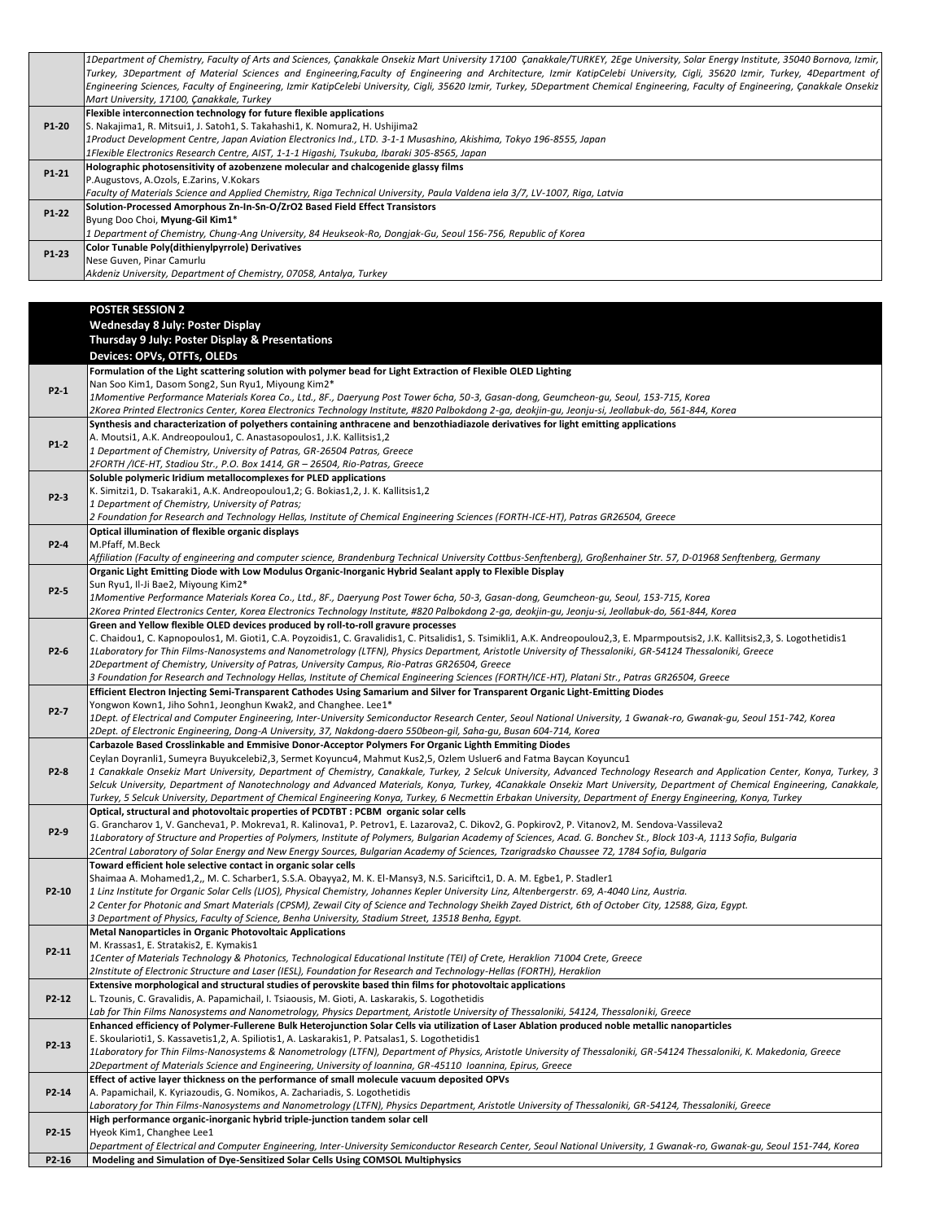| | |
|---|---|
| | *1Department of Chemistry, Faculty of Arts and Sciences, Çanakkale Onsekiz Mart University 17100 Çanakkale/TURKEY, 2Ege University, Solar Energy Institute, 35040 Bornova, Izmir, Turkey, 3Department of Material Sciences and Engineering,Faculty of Engineering and Architecture, Izmir KatipCelebi University, Cigli, 35620 Izmir, Turkey, 4Department of Engineering Sciences, Faculty of Engineering, Izmir KatipCelebi University, Cigli, 35620 Izmir, Turkey, 5Department Chemical Engineering, Faculty of Engineering, Çanakkale Onsekiz Mart University, 17100, Çanakkale, Turkey* |
| P1-20 | **Flexible interconnection technology for future flexible applications**<br>S. Nakajima1, R. Mitsui1, J. Satoh1, S. Takahashi1, K. Nomura2, H. Ushijima2<br>*1Product Development Centre, Japan Aviation Electronics Ind., LTD. 3-1-1 Musashino, Akishima, Tokyo 196-8555, Japan*<br>*1Flexible Electronics Research Centre, AIST, 1-1-1 Higashi, Tsukuba, Ibaraki 305-8565, Japan* |
| P1-21 | **Holographic photosensitivity of azobenzene molecular and chalcogenide glassy films**<br>P.Augustovs, A.Ozols, E.Zarins, V.Kokars<br>*Faculty of Materials Science and Applied Chemistry, Riga Technical University, Paula Valdena iela 3/7, LV-1007, Riga, Latvia* |
| P1-22 | **Solution-Processed Amorphous Zn-In-Sn-O/ZrO2 Based Field Effect Transistors**<br>Byung Doo Choi, **Myung-Gil Kim1**\*<br>*1 Department of Chemistry, Chung-Ang University, 84 Heukseok-Ro, Dongjak-Gu, Seoul 156-756, Republic of Korea* |
| P1-23 | **Color Tunable Poly(dithienylpyrrole) Derivatives**<br>Nese Guven, Pinar Camurlu<br>*Akdeniz University, Department of Chemistry, 07058, Antalya, Turkey* |

| | **POSTER SESSION 2**<br>**Wednesday 8 July: Poster Display**<br>**Thursday 9 July: Poster Display & Presentations**<br>**Devices: OPVs, OTFTs, OLEDs** |
|---|---|
| P2-1 | **Formulation of the Light scattering solution with polymer bead for Light Extraction of Flexible OLED Lighting**<br>Nan Soo Kim1, Dasom Song2, Sun Ryu1, Miyoung Kim2\*<br>*1Momentive Performance Materials Korea Co., Ltd., 8F., Daeryung Post Tower 6cha, 50-3, Gasan-dong, Geumcheon-gu, Seoul, 153-715, Korea*<br>*2Korea Printed Electronics Center, Korea Electronics Technology Institute, #820 Palbokdong 2-ga, deokjin-gu, Jeonju-si, Jeollabuk-do, 561-844, Korea* |
| P1-2 | **Synthesis and characterization of polyethers containing anthracene and benzothiadiazole derivatives for light emitting applications**<br>A. Moutsi1, A.K. Andreopoulou1, C. Anastasopoulos1, J.K. Kallitsis1,2<br>*1 Department of Chemistry, University of Patras, GR-26504 Patras, Greece*<br>*2FORTH /ICE-HT, Stadiou Str., P.O. Box 1414, GR – 26504, Rio-Patras, Greece* |
| P2-3 | **Soluble polymeric Iridium metallocomplexes for PLED applications**<br>K. Simitzi1, D. Tsakaraki1, A.K. Andreopoulou1,2; G. Bokias1,2, J. K. Kallitsis1,2<br>*1 Department of Chemistry, University of Patras;*<br>*2 Foundation for Research and Technology Hellas, Institute of Chemical Engineering Sciences (FORTH-ICE-HT), Patras GR26504, Greece* |
| P2-4 | **Optical illumination of flexible organic displays**<br>M.Pfaff, M.Beck<br>*Affiliation (Faculty of engineering and computer science, Brandenburg Technical University Cottbus-Senftenberg), Großenhainer Str. 57, D-01968 Senftenberg, Germany* |
| P2-5 | **Organic Light Emitting Diode with Low Modulus Organic-Inorganic Hybrid Sealant apply to Flexible Display**<br>Sun Ryu1, Il-Ji Bae2, Miyoung Kim2\*<br>*1Momentive Performance Materials Korea Co., Ltd., 8F., Daeryung Post Tower 6cha, 50-3, Gasan-dong, Geumcheon-gu, Seoul, 153-715, Korea*<br>*2Korea Printed Electronics Center, Korea Electronics Technology Institute, #820 Palbokdong 2-ga, deokjin-gu, Jeonju-si, Jeollabuk-do, 561-844, Korea* |
| P2-6 | **Green and Yellow flexible OLED devices produced by roll-to-roll gravure processes**<br>C. Chaidou1, C. Kapnopoulos1, M. Gioti1, C.A. Poyzoidis1, C. Gravalidis1, C. Pitsalidis1, S. Tsimikli1, A.K. Andreopoulou2,3, E. Mparmpoutsis2, J.K. Kallitsis2,3, S. Logothetidis1<br>*1Laboratory for Thin Films-Nanosystems and Nanometrology (LTFN), Physics Department, Aristotle University of Thessaloniki, GR-54124 Thessaloniki, Greece*<br>*2Department of Chemistry, University of Patras, University Campus, Rio-Patras GR26504, Greece*<br>*3 Foundation for Research and Technology Hellas, Institute of Chemical Engineering Sciences (FORTH/ICE-HT), Platani Str., Patras GR26504, Greece* |
| P2-7 | **Efficient Electron Injecting Semi-Transparent Cathodes Using Samarium and Silver for Transparent Organic Light-Emitting Diodes**<br>Yongwon Kown1, Jiho Sohn1, Jeonghun Kwak2, and Changhee. Lee1\*<br>*1Dept. of Electrical and Computer Engineering, Inter-University Semiconductor Research Center, Seoul National University, 1 Gwanak-ro, Gwanak-gu, Seoul 151-742, Korea*<br>*2Dept. of Electronic Engineering, Dong-A University, 37, Nakdong-daero 550beon-gil, Saha-gu, Busan 604-714, Korea* |
| P2-8 | **Carbazole Based Crosslinkable and Emmisive Donor-Acceptor Polymers For Organic Lighth Emmiting Diodes**<br>Ceylan Doyranli1, Sumeyra Buyukcelebi2,3, Sermet Koyuncu4, Mahmut Kus2,5, Ozlem Usluer6 and Fatma Baycan Koyuncu1<br>*1 Canakkale Onsekiz Mart University, Department of Chemistry, Canakkale, Turkey, 2 Selcuk University, Advanced Technology Research and Application Center, Konya, Turkey, 3 Selcuk University, Department of Nanotechnology and Advanced Materials, Konya, Turkey, 4Canakkale Onsekiz Mart University, Department of Chemical Engineering, Canakkale, Turkey, 5 Selcuk University, Department of Chemical Engineering Konya, Turkey, 6 Necmettin Erbakan University, Department of Energy Engineering, Konya, Turkey* |
| P2-9 | **Optical, structural and photovoltaic properties of PCDTBT : PCBM organic solar cells**<br>G. Grancharov 1, V. Gancheva1, P. Mokreva1, R. Kalinova1, P. Petrov1, E. Lazarova2, C. Dikov2, G. Popkirov2, P. Vitanov2, M. Sendova-Vassileva2<br>*1Laboratory of Structure and Properties of Polymers, Institute of Polymers, Bulgarian Academy of Sciences, Acad. G. Bonchev St., Block 103-A, 1113 Sofia, Bulgaria*<br>*2Central Laboratory of Solar Energy and New Energy Sources, Bulgarian Academy of Sciences, Tzarigradsko Chaussee 72, 1784 Sofia, Bulgaria* |
| P2-10 | **Toward efficient hole selective contact in organic solar cells**<br>Shaimaa A. Mohamed1,2,, M. C. Scharber1, S.S.A. Obayya2, M. K. El-Mansy3, N.S. Sariciftci1, D. A. M. Egbe1, P. Stadler1<br>*1 Linz Institute for Organic Solar Cells (LIOS), Physical Chemistry, Johannes Kepler University Linz, Altenbergerstr. 69, A-4040 Linz, Austria.*<br>*2 Center for Photonic and Smart Materials (CPSM), Zewail City of Science and Technology Sheikh Zayed District, 6th of October City, 12588, Giza, Egypt.*<br>*3 Department of Physics, Faculty of Science, Benha University, Stadium Street, 13518 Benha, Egypt.* |
| P2-11 | **Metal Nanoparticles in Organic Photovoltaic Applications**<br>M. Krassas1, E. Stratakis2, E. Kymakis1<br>*1Center of Materials Technology & Photonics, Technological Educational Institute (TEI) of Crete, Heraklion 71004 Crete, Greece*<br>*2Institute of Electronic Structure and Laser (IESL), Foundation for Research and Technology-Hellas (FORTH), Heraklion* |
| P2-12 | **Extensive morphological and structural studies of perovskite based thin films for photovoltaic applications**<br>L. Tzounis, C. Gravalidis, A. Papamichail, I. Tsiaousis, M. Gioti, A. Laskarakis, S. Logothetidis<br>*Lab for Thin Films Nanosystems and Nanometrology, Physics Department, Aristotle University of Thessaloniki, 54124, Thessaloniki, Greece* |
| P2-13 | **Enhanced efficiency of Polymer-Fullerene Bulk Heterojunction Solar Cells via utilization of Laser Ablation produced noble metallic nanoparticles**<br>E. Skoularioti1, S. Kassavetis1,2, A. Spiliotis1, A. Laskarakis1, P. Patsalas1, S. Logothetidis1<br>*1Laboratory for Thin Films-Nanosystems & Nanometrology (LTFN), Department of Physics, Aristotle University of Thessaloniki, GR-54124 Thessaloniki, K. Makedonia, Greece*<br>*2Department of Materials Science and Engineering, University of Ioannina, GR-45110 Ioannina, Epirus, Greece* |
| P2-14 | **Effect of active layer thickness on the performance of small molecule vacuum deposited OPVs**<br>A. Papamichail, K. Kyriazoudis, G. Nomikos, A. Zachariadis, S. Logothetidis<br>*Laboratory for Thin Films-Nanosystems and Nanometrology (LTFN), Physics Department, Aristotle University of Thessaloniki, GR-54124, Thessaloniki, Greece* |
| P2-15 | **High performance organic-inorganic hybrid triple-junction tandem solar cell**<br>Hyeok Kim1, Changhee Lee1<br>*Department of Electrical and Computer Engineering, Inter-University Semiconductor Research Center, Seoul National University, 1 Gwanak-ro, Gwanak-gu, Seoul 151-744, Korea* |
| P2-16 | **Modeling and Simulation of Dye-Sensitized Solar Cells Using COMSOL Multiphysics** |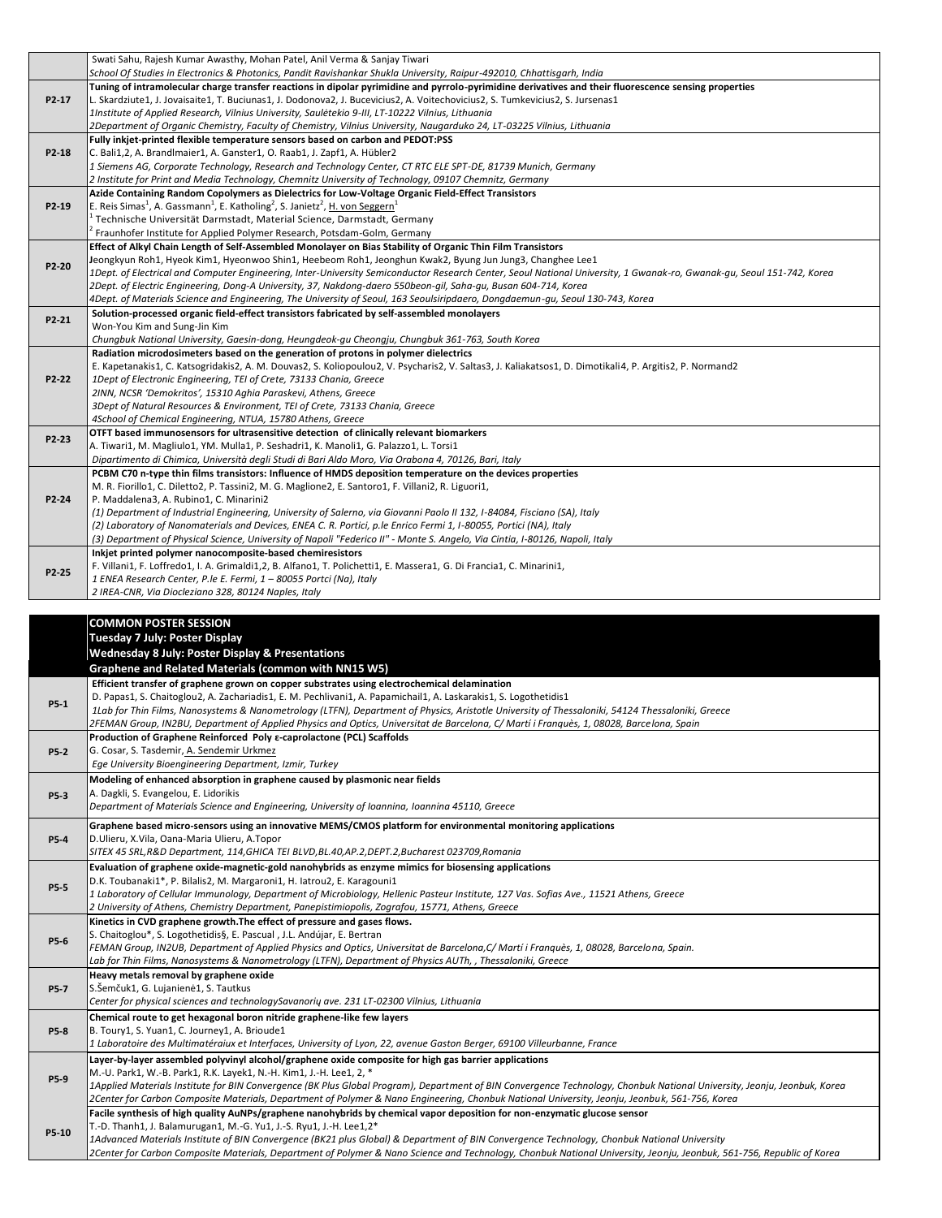| | |
|---|---|
| | Swati Sahu, Rajesh Kumar Awasthy, Mohan Patel, Anil Verma & Sanjay Tiwari<br>*School Of Studies in Electronics & Photonics, Pandit Ravishankar Shukla University, Raipur-492010, Chhattisgarh, India* |
| P2-17 | **Tuning of intramolecular charge transfer reactions in dipolar pyrimidine and pyrrolo-pyrimidine derivatives and their fluorescence sensing properties**<br>L. Skardziute1, J. Jovaisaite1, T. Buciunas1, J. Dodonova2, J. Bucevicius2, A. Voitechovicius2, S. Tumkevicius2, S. Jursenas1<br>*1Institute of Applied Research, Vilnius University, Saulėtekio 9-III, LT-10222 Vilnius, Lithuania*<br>*2Department of Organic Chemistry, Faculty of Chemistry, Vilnius University, Naugarduko 24, LT-03225 Vilnius, Lithuania* |
| P2-18 | **Fully inkjet-printed flexible temperature sensors based on carbon and PEDOT:PSS**<br>C. Bali1,2, A. Brandlmaier1, A. Ganster1, O. Raab1, J. Zapf1, A. Hübler2<br>*1 Siemens AG, Corporate Technology, Research and Technology Center, CT RTC ELE SPT-DE, 81739 Munich, Germany*<br>*2 Institute for Print and Media Technology, Chemnitz University of Technology, 09107 Chemnitz, Germany* |
| P2-19 | **Azide Containing Random Copolymers as Dielectrics for Low-Voltage Organic Field-Effect Transistors**<br>E. Reis Simas[1], A. Gassmann[1], E. Katholing[2], S. Janietz[2], H. von Seggern[1]<br>[1] Technische Universität Darmstadt, Material Science, Darmstadt, Germany<br>[2] Fraunhofer Institute for Applied Polymer Research, Potsdam-Golm, Germany |
| P2-20 | **Effect of Alkyl Chain Length of Self-Assembled Monolayer on Bias Stability of Organic Thin Film Transistors**<br>Jeongkyun Roh1, Hyeok Kim1, Hyeonwoo Shin1, Heebeom Roh1, Jeonghun Kwak2, Byung Jun Jung3, Changhee Lee1<br>*1Dept. of Electrical and Computer Engineering, Inter-University Semiconductor Research Center, Seoul National University, 1 Gwanak-ro, Gwanak-gu, Seoul 151-742, Korea*<br>*2Dept. of Electric Engineering, Dong-A University, 37, Nakdong-daero 550beon-gil, Saha-gu, Busan 604-714, Korea*<br>*4Dept. of Materials Science and Engineering, The University of Seoul, 163 Seoulsiripdaero, Dongdaemun-gu, Seoul 130-743, Korea* |
| P2-21 | **Solution-processed organic field-effect transistors fabricated by self-assembled monolayers**<br>Won-You Kim and Sung-Jin Kim<br>*Chungbuk National University, Gaesin-dong, Heungdeok-gu Cheongju, Chungbuk 361-763, South Korea* |
| P2-22 | **Radiation microdosimeters based on the generation of protons in polymer dielectrics**<br>E. Kapetanakis1, C. Katsogridakis2, A. M. Douvas2, S. Koliopoulou2, V. Psycharis2, V. Saltas3, J. Kaliakatsos1, D. Dimotikali4, P. Argitis2, P. Normand2<br>*1Dept of Electronic Engineering, TEI of Crete, 73133 Chania, Greece*<br>*2INN, NCSR 'Demokritos', 15310 Aghia Paraskevi, Athens, Greece*<br>*3Dept of Natural Resources & Environment, TEI of Crete, 73133 Chania, Greece*<br>*4School of Chemical Engineering, NTUA, 15780 Athens, Greece* |
| P2-23 | **OTFT based immunosensors for ultrasensitive detection of clinically relevant biomarkers**<br>A. Tiwari1, M. Magliulo1, YM. Mulla1, P. Seshadri1, K. Manoli1, G. Palazzo1, L. Torsi1<br>*Dipartimento di Chimica, Università degli Studi di Bari Aldo Moro, Via Orabona 4, 70126, Bari, Italy* |
| P2-24 | **PCBM C70 n-type thin films transistors: Influence of HMDS deposition temperature on the devices properties**<br>M. R. Fiorillo1, C. Diletto2, P. Tassini2, M. G. Maglione2, E. Santoro1, F. Villani2, R. Liguori1,<br>P. Maddalena3, A. Rubino1, C. Minarini2<br>*(1) Department of Industrial Engineering, University of Salerno, via Giovanni Paolo II 132, I-84084, Fisciano (SA), Italy*<br>*(2) Laboratory of Nanomaterials and Devices, ENEA C. R. Portici, p.le Enrico Fermi 1, I-80055, Portici (NA), Italy*<br>*(3) Department of Physical Science, University of Napoli "Federico II" - Monte S. Angelo, Via Cintia, I-80126, Napoli, Italy* |
| P2-25 | **Inkjet printed polymer nanocomposite-based chemiresistors**<br>F. Villani1, F. Loffredo1, I. A. Grimaldi1,2, B. Alfano1, T. Polichetti1, E. Massera1, G. Di Francia1, C. Minarini1,<br>*1 ENEA Research Center, P.le E. Fermi, 1 – 80055 Portci (Na), Italy*<br>*2 IREA-CNR, Via Diocleziano 328, 80124 Naples, Italy* |

**COMMON POSTER SESSION**
**Tuesday 7 July: Poster Display**
**Wednesday 8 July: Poster Display & Presentations**
**Graphene and Related Materials (common with NN15 W5)**

| | |
|---|---|
| P5-1 | **Efficient transfer of graphene grown on copper substrates using electrochemical delamination**<br>D. Papas1, S. Chaitoglou2, A. Zachariadis1, E. M. Pechlivani1, A. Papamichail1, A. Laskarakis1, S. Logothetidis1<br>*1Lab for Thin Films, Nanosystems & Nanometrology (LTFN), Department of Physics, Aristotle University of Thessaloniki, 54124 Thessaloniki, Greece*<br>*2FEMAN Group, IN2BU, Department of Applied Physics and Optics, Universitat de Barcelona, C/ Martí i Franquès, 1, 08028, Barcelona, Spain* |
| P5-2 | **Production of Graphene Reinforced Poly ε-caprolactone (PCL) Scaffolds**<br>G. Cosar, S. Tasdemir, A. Sendemir Urkmez<br>*Ege University Bioengineering Department, Izmir, Turkey* |
| P5-3 | **Modeling of enhanced absorption in graphene caused by plasmonic near fields**<br>A. Dagkli, S. Evangelou, E. Lidorikis<br>*Department of Materials Science and Engineering, University of Ioannina, Ioannina 45110, Greece* |
| P5-4 | **Graphene based micro-sensors using an innovative MEMS/CMOS platform for environmental monitoring applications**<br>D.Ulieru, X.Vila, Oana-Maria Ulieru, A.Topor<br>*SITEX 45 SRL,R&D Department, 114,GHICA TEI BLVD,BL.40,AP.2,DEPT.2,Bucharest 023709,Romania* |
| P5-5 | **Evaluation of graphene oxide-magnetic-gold nanohybrids as enzyme mimics for biosensing applications**<br>D.K. Toubanaki1*, P. Bilalis2, M. Margaroni1, H. Iatrou2, E. Karagouni1<br>*1 Laboratory of Cellular Immunology, Department of Microbiology, Hellenic Pasteur Institute, 127 Vas. Sofias Ave., 11521 Athens, Greece*<br>*2 University of Athens, Chemistry Department, Panepistimiopolis, Zografou, 15771, Athens, Greece* |
| P5-6 | **Kinetics in CVD graphene growth.The effect of pressure and gases flows.**<br>S. Chaitoglou*, S. Logothetidis§, E. Pascual , J.L. Andújar, E. Bertran<br>*FEMAN Group, IN2UB, Department of Applied Physics and Optics, Universitat de Barcelona,C/ Martí i Franquès, 1, 08028, Barcelona, Spain.*<br>*Lab for Thin Films, Nanosystems & Nanometrology (LTFN), Department of Physics AUTh, , Thessaloniki, Greece* |
| P5-7 | **Heavy metals removal by graphene oxide**<br>S.Šemčuk1, G. Lujanienė1, S. Tautkus<br>*Center for physical sciences and technologySavanorių ave. 231 LT-02300 Vilnius, Lithuania* |
| P5-8 | **Chemical route to get hexagonal boron nitride graphene-like few layers**<br>B. Toury1, S. Yuan1, C. Journey1, A. Brioude1<br>*1 Laboratoire des Multimatériaux et Interfaces, University of Lyon, 22, avenue Gaston Berger, 69100 Villeurbanne, France* |
| P5-9 | **Layer-by-layer assembled polyvinyl alcohol/graphene oxide composite for high gas barrier applications**<br>M.-U. Park1, W.-B. Park1, R.K. Layek1, N.-H. Kim1, J.-H. Lee1, 2, *<br>*1Applied Materials Institute for BIN Convergence (BK Plus Global Program), Department of BIN Convergence Technology, Chonbuk National University, Jeonju, Jeonbuk, Korea*<br>*2Center for Carbon Composite Materials, Department of Polymer & Nano Engineering, Chonbuk National University, Jeonju, Jeonbuk, 561-756, Korea* |
| P5-10 | **Facile synthesis of high quality AuNPs/graphene nanohybrids by chemical vapor deposition for non-enzymatic glucose sensor**<br>T.-D. Thanh1, J. Balamurugan1, M.-G. Yu1, J.-S. Ryu1, J.-H. Lee1,2*<br>*1Advanced Materials Institute of BIN Convergence (BK21 plus Global) & Department of BIN Convergence Technology, Chonbuk National University*<br>*2Center for Carbon Composite Materials, Department of Polymer & Nano Science and Technology, Chonbuk National University, Jeonju, Jeonbuk, 561-756, Republic of Korea* |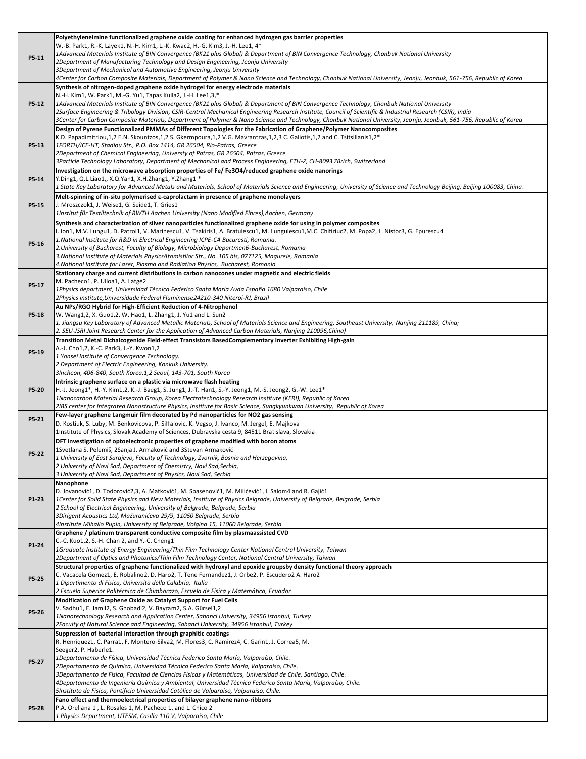| | |
|---|---|
| P5-11 | **Polyethyleneimine functionalized graphene oxide coating for enhanced hydrogen gas barrier properties**<br>W.-B. Park1, R.-K. Layek1, N.-H. Kim1, L.-K. Kwac2, H.-G. Kim3, J.-H. Lee1, 4*<br>*1Advanced Materials Institute of BIN Convergence (BK21 plus Global) & Department of BIN Convergence Technology, Chonbuk National University*<br>*2Department of Manufacturing Technology and Design Engineering, Jeonju University*<br>*3Department of Mechanical and Automotive Engineering, Jeonju University*<br>*4Center for Carbon Composite Materials, Department of Polymer & Nano Science and Technology, Chonbuk National University, Jeonju, Jeonbuk, 561-756, Republic of Korea* |
| P5-12 | **Synthesis of nitrogen-doped graphene oxide hydrogel for energy electrode materials**<br>N.-H. Kim1, W. Park1, M.-G. Yu1, Tapas Kuila2, J.-H. Lee1,3,*<br>*1Advanced Materials Institute of BIN Convergence (BK21 plus Global) & Department of BIN Convergence Technology, Chonbuk National University*<br>*2Surface Engineering & Tribology Division, CSIR-Central Mechanical Engineering Research Institute, Council of Scientific & Industrial Research (CSIR), India*<br>*3Center for Carbon Composite Materials, Department of Polymer & Nano Science and Technology, Chonbuk National University, Jeonju, Jeonbuk, 561-756, Republic of Korea* |
| P5-13 | **Design of Pyrene Functionalized PMMAs of Different Topologies for the Fabrication of Graphene/Polymer Nanocomposites**<br>K.D. Papadimitriou,1,2 E.N. Skountzos,1,2 S. Gkermpoura,1,2 V.G. Mavrantzas,1,2,3 C. Galiotis,1,2 and C. Tsitsilianis1,2*<br>*1FORTH/ICE-HT, Stadiou Str., P.O. Box 1414, GR 26504, Rio-Patras, Greece*<br>*2Department of Chemical Engineering, Universty of Patras, GR 26504, Patras, Greece*<br>*3Particle Technology Laboratory, Department of Mechanical and Process Engineering, ETH-Z, CH-8093 Zürich, Switzerland* |
| P5-14 | **Investigation on the microwave absorption properties of Fe/ Fe3O4/reduced graphene oxide nanorings**<br>Y.Ding1, Q.L.Liao1,, X.Q.Yan1, X.H.Zhang1, Y.Zhang1 *<br>*1 State Key Laboratory for Advanced Metals and Materials, School of Materials Science and Engineering, University of Science and Technology Beijing, Beijing 100083, China.* |
| P5-15 | **Melt-spinning of in-situ polymerised ε-caprolactam in presence of graphene monolayers**<br>J. Mroszczok1, J. Weise1, G. Seide1, T. Gries1<br>*1Institut für Textiltechnik of RWTH Aachen University (Nano Modified Fibres),Aachen, Germany* |
| P5-16 | **Synthesis and characterization of silver nanoparticles functionalized graphene oxide for using in polymer composites**<br>I. Ion1, M.V. Lungu1, D. Patroi1, V. Marinescu1, V. Tsakiris1, A. Bratulescu1, M. Lungulescu1,M.C. Chifiriuc2, M. Popa2, L. Nistor3, G. Epurescu4<br>*1.National Institute for R&D in Electrical Engineering ICPE-CA Bucuresti, Romania.*<br>*2.University of Bucharest, Faculty of Biology, Microbiology Departmen6-Bucharest, Romania*<br>*3.National Institute of Materials PhysicsAtomistilor Str., No. 105 bis, 077125, Magurele, Romania*<br>*4.National Institute for Laser, Plasma and Radiation Physics, Bucharest, Romania* |
| P5-17 | **Stationary charge and current distributions in carbon nanocones under magnetic and electric fields**<br>M. Pacheco1, P. Ulloa1, A. Latgé2<br>*1Physics department, Universidad Técnica Federico Santa María Avda España 1680 Valparaíso, Chile*<br>*2Physics institute,Universidade Federal Fluminense24210-340 Niteroi-RJ, Brazil* |
| P5-18 | **Au NPs/RGO Hybrid for High-Efficient Reduction of 4-Nitrophenol**<br>W. Wang1,2, X. Guo1,2, W. Hao1, L. Zhang1, J. Yu1 and L. Sun2<br>*1. Jiangsu Key Laboratory of Advanced Metallic Materials, School of Materials Science and Engineering, Southeast University, Nanjing 211189, China;*<br>*2. SEU-JSRI Joint Research Center for the Application of Advanced Carbon Materials, Nanjing 210096,China)* |
| P5-19 | **Transition Metal Dichalcogenide Field-effect Transistors BasedComplementary Inverter Exhibiting High-gain**<br>A.-J. Cho1,2, K.-C. Park3, J.-Y. Kwon1,2<br>*1 Yonsei Institute of Convergence Technology.*<br>*2 Department of Electric Engineering, Konkuk University.*<br>*3Incheon, 406-840, South Korea.1,2 Seoul, 143-701, South Korea* |
| P5-20 | **Intrinsic graphene surface on a plastic via microwave flash heating**<br>H.-J. Jeong1*, H.-Y. Kim1,2, K.-J. Baeg1, S. Jung1, J.-T. Han1, S.-Y. Jeong1, M.-S. Jeong2, G.-W. Lee1*<br>*1Nanocarbon Material Research Group, Korea Electrotechnology Research Institute (KERI), Republic of Korea*<br>*2IBS center for Integrated Nanostructure Physics, Institute for Basic Science, Sungkyunkwan University, Republic of Korea* |
| P5-21 | **Few-layer graphene Langmuir film decorated by Pd nanoparticles for NO2 gas sensing**<br>D. Kostiuk, S. Luby, M. Benkovicova, P. Siffalovic, K. Vegso, J. Ivanco, M. Jergel, E. Majkova<br>1Institute of Physics, Slovak Academy of Sciences, Dubravska cesta 9, 84511 Bratislava, Slovakia |
| P5-22 | **DFT investigation of optoelectronic properties of graphene modified with boron atoms**<br>1Svetlana S. Pelemiš, 2Sanja J. Armaković and 3Stevan Armaković<br>*1 University of East Sarajevo, Faculty of Technology, Zvornik, Bosnia and Herzegovina,*<br>*2 University of Novi Sad, Department of Chemistry, Novi Sad,Serbia,*<br>*3 University of Novi Sad, Department of Physics, Novi Sad, Serbia* |
| P1-23 | **Nanophone**<br>D. Jovanović1, D. Todorović2,3, A. Matković1, M. Spasenović1, M. Milićević1, I. Salom4 and R. Gajić1<br>*1Center for Solid State Physics and New Materials, Institute of Physics Belgrade, University of Belgrade, Belgrade, Serbia*<br>*2 School of Electrical Engineering, University of Belgrade, Belgrade, Serbia*<br>*3Dirigent Acoustics Ltd, Mažuranićeva 29/9, 11050 Belgrade, Serbia*<br>*4Institute Mihailo Pupin, University of Belgrade, Volgina 15, 11060 Belgrade, Serbia* |
| P1-24 | **Graphene / platinum transparent conductive composite film by plasmaassisted CVD**<br>C.-C. Kuo1,2, S.-H. Chan 2, and Y.-C. Cheng1<br>*1Graduate Institute of Energy Engineering/Thin Film Technology Center National Central University, Taiwan*<br>*2Department of Optics and Photonics/Thin Film Technology Center, National Central University, Taiwan* |
| P5-25 | **Structural properties of graphene functionalized with hydroxyl and epoxide groupsby density functional theory approach**<br>C. Vacacela Gomez1, E. Robalino2, D. Haro2, T. Tene Fernandez1, J. Orbe2, P. Escudero2 A. Haro2<br>*1 Dipartimento di Fisica, Università della Calabria, Italia*<br>*2 Escuela Superior Politécnica de Chimborazo, Escuela de Física y Matemática, Ecuador* |
| P5-26 | **Modification of Graphene Oxide as Catalyst Support for Fuel Cells**<br>V. Sadhu1, E. Jamil2, S. Ghobadi2, V. Bayram2, S.A. Gürsel1,2<br>*1Nanotechnology Research and Application Center, Sabanci University, 34956 Istanbul, Turkey*<br>*2Faculty of Natural Science and Engineering, Sabanci University, 34956 Istanbul, Turkey* |
| P5-27 | **Suppression of bacterial interaction through graphitic coatings**<br>R. Henriquez1, C. Parra1, F. Montero-Silva2, M. Flores3, C. Ramirez4, C. Garin1, J. Correa5, M. Seeger2, P. Haberle1.<br>*1Departamento de Física, Universidad Técnica Federico Santa María, Valparaíso, Chile.*<br>*2Departamento de Química, Universidad Técnica Federico Santa María, Valparaíso, Chile.*<br>*3Departamento de Física, Facultad de Ciencias Físicas y Matemáticas, Universidad de Chile, Santiago, Chile.*<br>*4Departamento de Ingeniería Química y Ambiental, Universidad Técnica Federico Santa María, Valparaíso, Chile.*<br>*5Instituto de Física, Pontificia Universidad Católica de Valparaíso, Valparaíso, Chile.* |
| P5-28 | **Fano effect and thermoelectrical properties of bilayer graphene nano-ribbons**<br>P.A. Orellana 1 , L. Rosales 1, M. Pacheco 1, and L. Chico 2<br>*1 Physics Department, UTFSM, Casilla 110 V, Valparaiso, Chile* |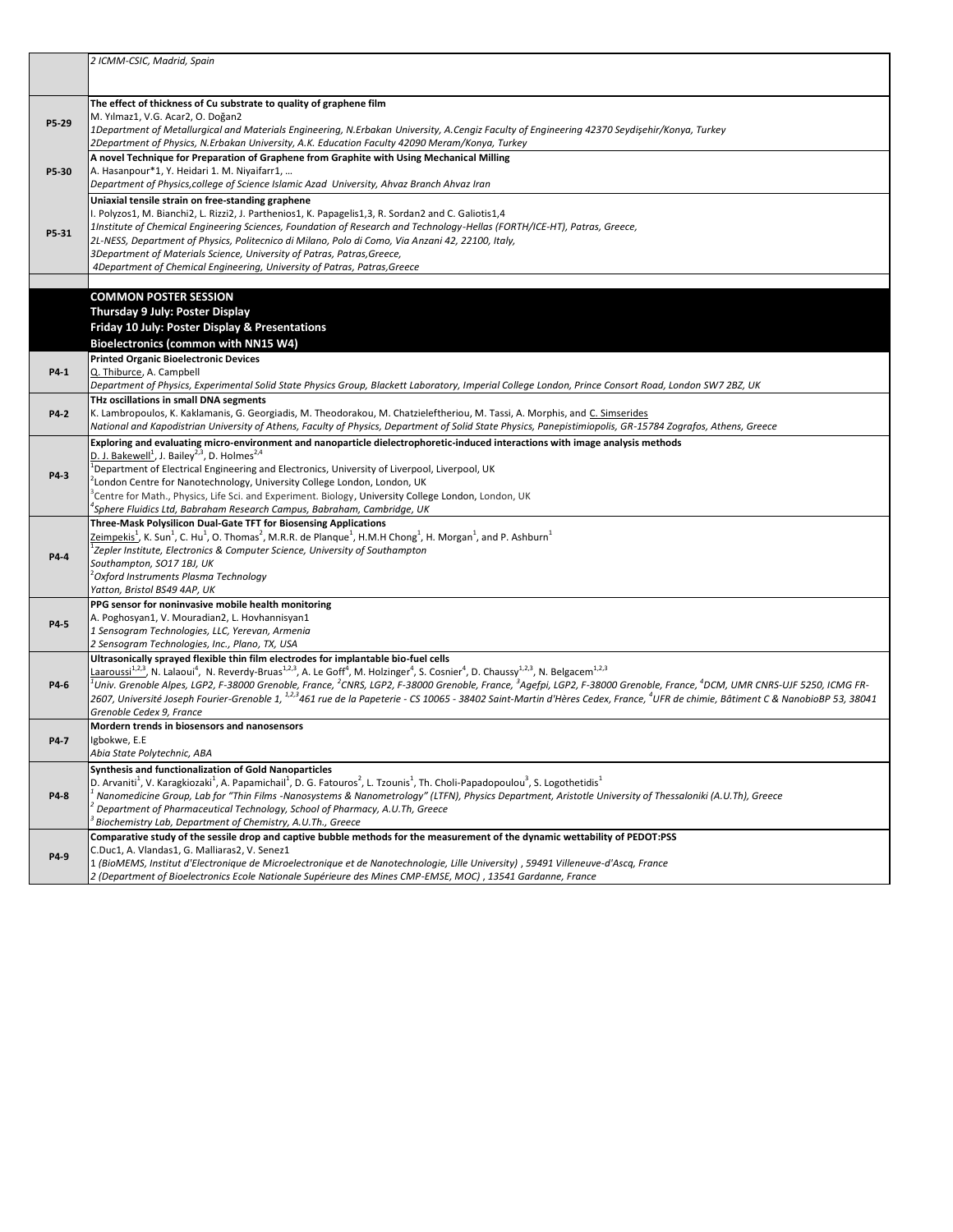| | |
|---|---|
| | *2 ICMM-CSIC, Madrid, Spain* |
| P5-29 | **The effect of thickness of Cu substrate to quality of graphene film**<br>M. Yılmaz1, V.G. Acar2, O. Doğan2<br>*1Department of Metallurgical and Materials Engineering, N.Erbakan University, A.Cengiz Faculty of Engineering 42370 Seydişehir/Konya, Turkey*<br>*2Department of Physics, N.Erbakan University, A.K. Education Faculty 42090 Meram/Konya, Turkey* |
| P5-30 | **A novel Technique for Preparation of Graphene from Graphite with Using Mechanical Milling**<br>A. Hasanpour*1, Y. Heidari 1. M. Niyaifarr1, …<br>*Department of Physics,college of Science Islamic Azad University, Ahvaz Branch Ahvaz Iran* |
| P5-31 | **Uniaxial tensile strain on free-standing graphene**<br>I. Polyzos1, M. Bianchi2, L. Rizzi2, J. Parthenios1, K. Papagelis1,3, R. Sordan2 and C. Galiotis1,4<br>*1Institute of Chemical Engineering Sciences, Foundation of Research and Technology-Hellas (FORTH/ICE-HT), Patras, Greece,*<br>*2L-NESS, Department of Physics, Politecnico di Milano, Polo di Como, Via Anzani 42, 22100, Italy,*<br>*3Department of Materials Science, University of Patras, Patras,Greece,*<br>*4Department of Chemical Engineering, University of Patras, Patras,Greece* |
| | **COMMON POSTER SESSION**<br>**Thursday 9 July: Poster Display**<br>**Friday 10 July: Poster Display & Presentations**<br>**Bioelectronics (common with NN15 W4)** |
| P4-1 | **Printed Organic Bioelectronic Devices**<br>Q. Thiburce, A. Campbell<br>*Department of Physics, Experimental Solid State Physics Group, Blackett Laboratory, Imperial College London, Prince Consort Road, London SW7 2BZ, UK* |
| P4-2 | **THz oscillations in small DNA segments**<br>K. Lambropoulos, K. Kaklamanis, G. Georgiadis, M. Theodorakou, M. Chatzieleftheriou, M. Tassi, A. Morphis, and C. Simserides<br>*National and Kapodistrian University of Athens, Faculty of Physics, Department of Solid State Physics, Panepistimiopolis, GR-15784 Zografos, Athens, Greece* |
| P4-3 | **Exploring and evaluating micro-environment and nanoparticle dielectrophoretic-induced interactions with image analysis methods**<br>D. J. Bakewell[1], J. Bailey[2,3], D. Holmes[2,4]<br>[1]Department of Electrical Engineering and Electronics, University of Liverpool, Liverpool, UK<br>[2]London Centre for Nanotechnology, University College London, London, UK<br>[3]Centre for Math., Physics, Life Sci. and Experiment. Biology, University College London, London, UK<br>*[4]Sphere Fluidics Ltd, Babraham Research Campus, Babraham, Cambridge, UK* |
| P4-4 | **Three-Mask Polysilicon Dual-Gate TFT for Biosensing Applications**<br>Zeimpekis[1], K. Sun[1], C. Hu[1], O. Thomas[2], M.R.R. de Planque[1], H.M.H Chong[1], H. Morgan[1], and P. Ashburn[1]<br>*[1]Zepler Institute, Electronics & Computer Science, University of Southampton*<br>*Southampton, SO17 1BJ, UK*<br>*[2]Oxford Instruments Plasma Technology*<br>*Yatton, Bristol BS49 4AP, UK* |
| P4-5 | **PPG sensor for noninvasive mobile health monitoring**<br>A. Poghosyan1, V. Mouradian2, L. Hovhannisyan1<br>*1 Sensogram Technologies, LLC, Yerevan, Armenia*<br>*2 Sensogram Technologies, Inc., Plano, TX, USA* |
| P4-6 | **Ultrasonically sprayed flexible thin film electrodes for implantable bio-fuel cells**<br>Laaroussi[1,2,3], N. Lalaoui[4], N. Reverdy-Bruas[1,2,3], A. Le Goff[4], M. Holzinger[4], S. Cosnier[4], D. Chaussy[1,2,3], N. Belgacem[1,2,3]<br>*[1]Univ. Grenoble Alpes, LGP2, F-38000 Grenoble, France, [2]CNRS, LGP2, F-38000 Grenoble, France, [3]Agefpi, LGP2, F-38000 Grenoble, France, [4]DCM, UMR CNRS-UJF 5250, ICMG FR-2607, Université Joseph Fourier-Grenoble 1, [1,2,3]461 rue de la Papeterie - CS 10065 - 38402 Saint-Martin d'Hères Cedex, France, [4]UFR de chimie, Bâtiment C & NanobioBP 53, 38041 Grenoble Cedex 9, France* |
| P4-7 | **Mordern trends in biosensors and nanosensors**<br>Igbokwe, E.E<br>*Abia State Polytechnic, ABA* |
| P4-8 | **Synthesis and functionalization of Gold Nanoparticles**<br>D. Arvaniti[1], V. Karagkiozaki[1], A. Papamichail[1], D. G. Fatouros[2], L. Tzounis[1], Th. Choli-Papadopoulou[3], S. Logothetidis[1]<br>*[1] Nanomedicine Group, Lab for "Thin Films -Nanosystems & Nanometrology" (LTFN), Physics Department, Aristotle University of Thessaloniki (A.U.Th), Greece*<br>*[2] Department of Pharmaceutical Technology, School of Pharmacy, A.U.Th, Greece*<br>*[3] Biochemistry Lab, Department of Chemistry, A.U.Th., Greece* |
| P4-9 | **Comparative study of the sessile drop and captive bubble methods for the measurement of the dynamic wettability of PEDOT:PSS**<br>C.Duc1, A. Vlandas1, G. Malliaras2, V. Senez1<br>*1 (BioMEMS, Institut d'Electronique de Microelectronique et de Nanotechnologie, Lille University) , 59491 Villeneuve-d'Ascq, France*<br>*2 (Department of Bioelectronics Ecole Nationale Supérieure des Mines CMP-EMSE, MOC) , 13541 Gardanne, France* |